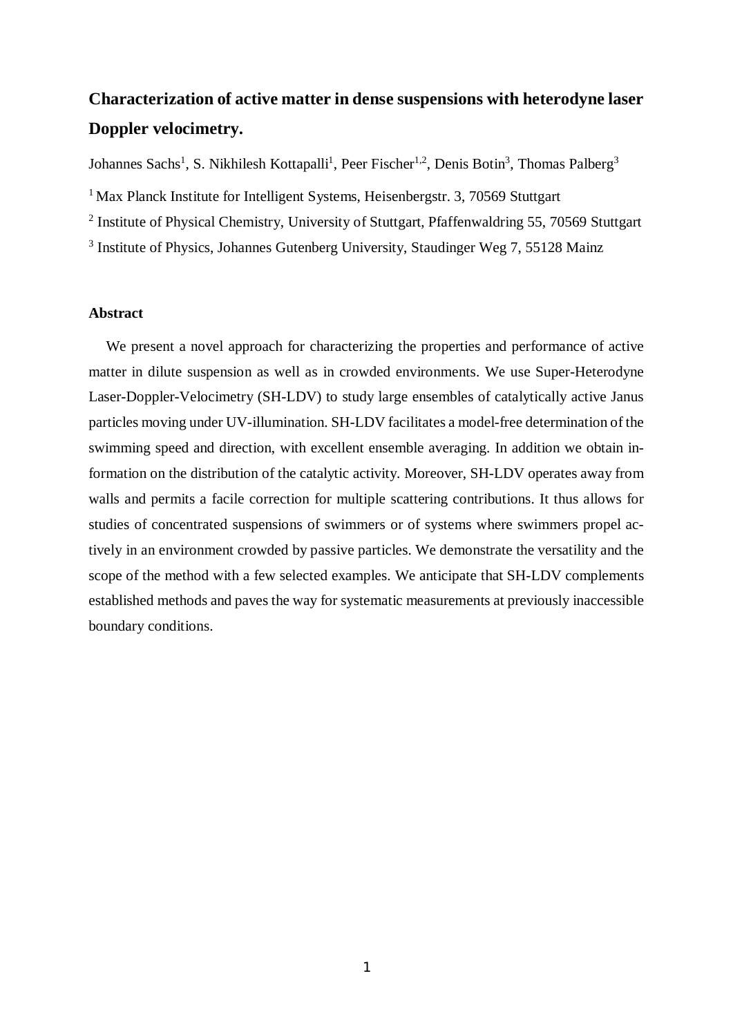# Characterization of active matter in dense suspensions with heterodyne laser Doppler velocimetry.

Johannes Sachs[1], S. Nikhilesh Kottapalli[1], Peer Fischer[1,2], Denis Botin[3], Thomas Palberg[3]

[1] Max Planck Institute for Intelligent Systems, Heisenbergstr. 3, 70569 Stuttgart

[2] Institute of Physical Chemistry, University of Stuttgart, Pfaffenwaldring 55, 70569 Stuttgart

[3] Institute of Physics, Johannes Gutenberg University, Staudinger Weg 7, 55128 Mainz

## Abstract

We present a novel approach for characterizing the properties and performance of active matter in dilute suspension as well as in crowded environments. We use Super-Heterodyne Laser-Doppler-Velocimetry (SH-LDV) to study large ensembles of catalytically active Janus particles moving under UV-illumination. SH-LDV facilitates a model-free determination of the swimming speed and direction, with excellent ensemble averaging. In addition we obtain information on the distribution of the catalytic activity. Moreover, SH-LDV operates away from walls and permits a facile correction for multiple scattering contributions. It thus allows for studies of concentrated suspensions of swimmers or of systems where swimmers propel actively in an environment crowded by passive particles. We demonstrate the versatility and the scope of the method with a few selected examples. We anticipate that SH-LDV complements established methods and paves the way for systematic measurements at previously inaccessible boundary conditions.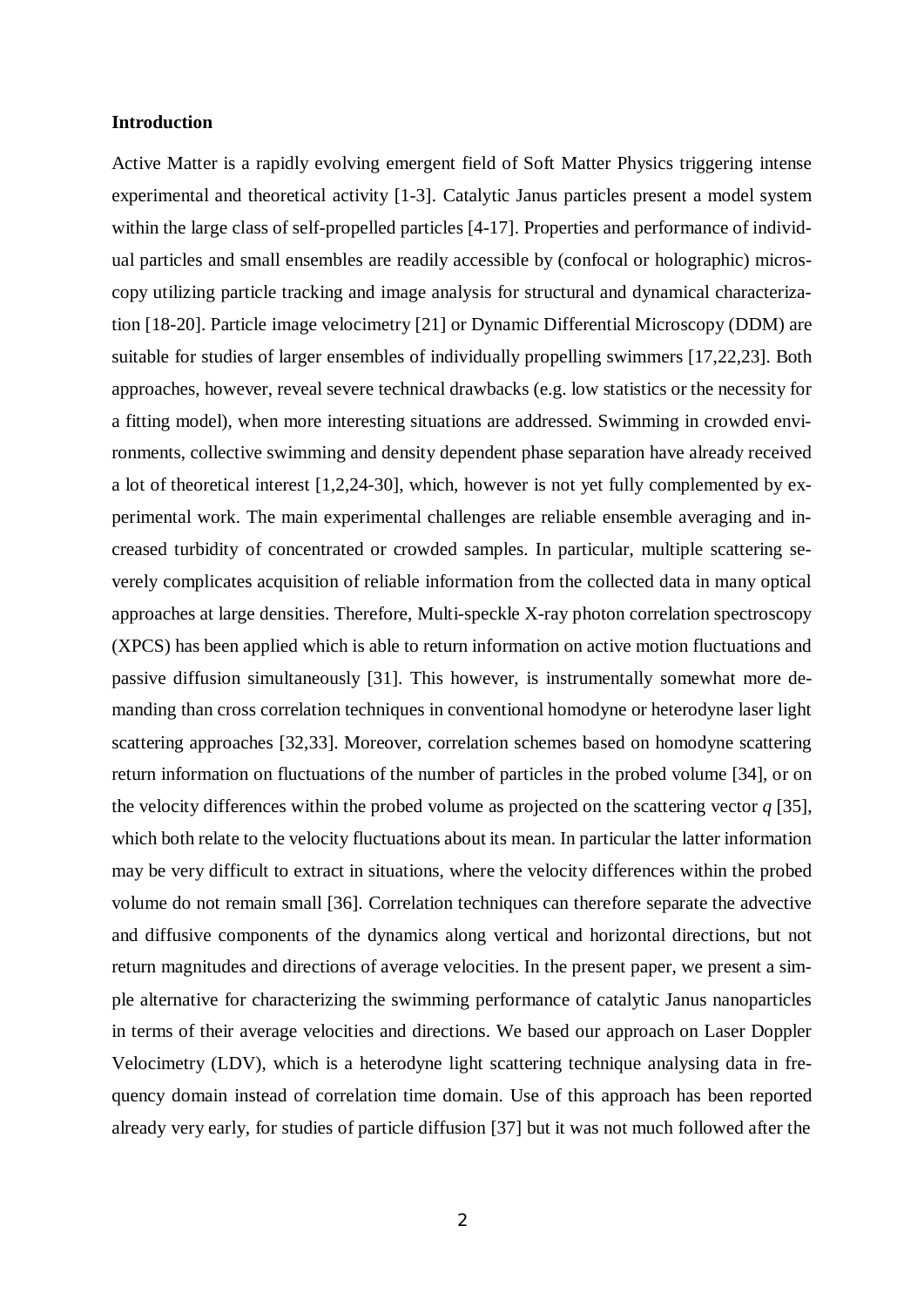## Introduction

Active Matter is a rapidly evolving emergent field of Soft Matter Physics triggering intense experimental and theoretical activity [1-3]. Catalytic Janus particles present a model system within the large class of self-propelled particles [4-17]. Properties and performance of individual particles and small ensembles are readily accessible by (confocal or holographic) microscopy utilizing particle tracking and image analysis for structural and dynamical characterization [18-20]. Particle image velocimetry [21] or Dynamic Differential Microscopy (DDM) are suitable for studies of larger ensembles of individually propelling swimmers [17,22,23]. Both approaches, however, reveal severe technical drawbacks (e.g. low statistics or the necessity for a fitting model), when more interesting situations are addressed. Swimming in crowded environments, collective swimming and density dependent phase separation have already received a lot of theoretical interest [1,2,24-30], which, however is not yet fully complemented by experimental work. The main experimental challenges are reliable ensemble averaging and increased turbidity of concentrated or crowded samples. In particular, multiple scattering severely complicates acquisition of reliable information from the collected data in many optical approaches at large densities. Therefore, Multi-speckle X-ray photon correlation spectroscopy (XPCS) has been applied which is able to return information on active motion fluctuations and passive diffusion simultaneously [31]. This however, is instrumentally somewhat more demanding than cross correlation techniques in conventional homodyne or heterodyne laser light scattering approaches [32,33]. Moreover, correlation schemes based on homodyne scattering return information on fluctuations of the number of particles in the probed volume [34], or on the velocity differences within the probed volume as projected on the scattering vector $q$ [35], which both relate to the velocity fluctuations about its mean. In particular the latter information may be very difficult to extract in situations, where the velocity differences within the probed volume do not remain small [36]. Correlation techniques can therefore separate the advective and diffusive components of the dynamics along vertical and horizontal directions, but not return magnitudes and directions of average velocities. In the present paper, we present a simple alternative for characterizing the swimming performance of catalytic Janus nanoparticles in terms of their average velocities and directions. We based our approach on Laser Doppler Velocimetry (LDV), which is a heterodyne light scattering technique analysing data in frequency domain instead of correlation time domain. Use of this approach has been reported already very early, for studies of particle diffusion [37] but it was not much followed after the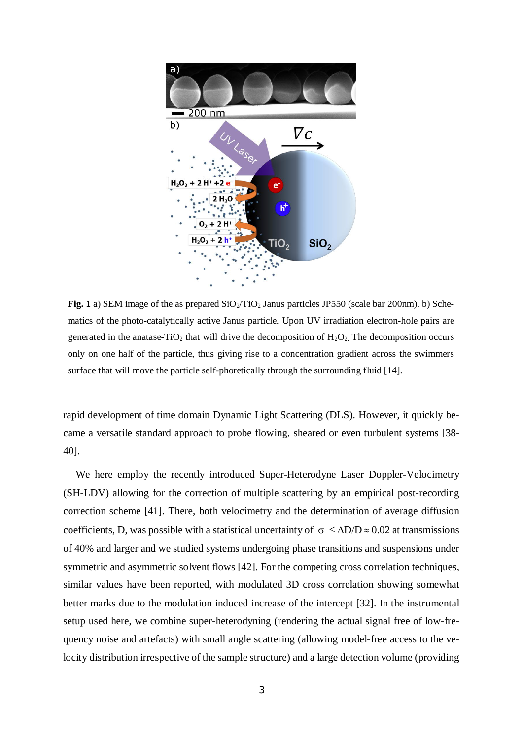a)

200 nm

b)

UV Laser

$\nabla c$

$H_2O_2 + 2\,H^+ + 2\,e^-$

$2\,H_2O$

$O_2 + 2\,H^+$

$H_2O_2 + 2\,h^+$

$e^-$

$h^+$

$TiO_2$

$SiO_2$

**Fig. 1** a) SEM image of the as prepared $SiO_2/TiO_2$ Janus particles JP550 (scale bar 200nm). b) Schematics of the photo-catalytically active Janus particle. Upon UV irradiation electron-hole pairs are generated in the anatase-$TiO_2$ that will drive the decomposition of $H_2O_2$. The decomposition occurs only on one half of the particle, thus giving rise to a concentration gradient across the swimmers surface that will move the particle self-phoretically through the surrounding fluid [14].

rapid development of time domain Dynamic Light Scattering (DLS). However, it quickly became a versatile standard approach to probe flowing, sheared or even turbulent systems [38-40].

We here employ the recently introduced Super-Heterodyne Laser Doppler-Velocimetry (SH-LDV) allowing for the correction of multiple scattering by an empirical post-recording correction scheme [41]. There, both velocimetry and the determination of average diffusion coefficients, D, was possible with a statistical uncertainty of $\sigma \leq \Delta D/D \approx 0.02$ at transmissions of 40% and larger and we studied systems undergoing phase transitions and suspensions under symmetric and asymmetric solvent flows [42]. For the competing cross correlation techniques, similar values have been reported, with modulated 3D cross correlation showing somewhat better marks due to the modulation induced increase of the intercept [32]. In the instrumental setup used here, we combine super-heterodyning (rendering the actual signal free of low-frequency noise and artefacts) with small angle scattering (allowing model-free access to the velocity distribution irrespective of the sample structure) and a large detection volume (providing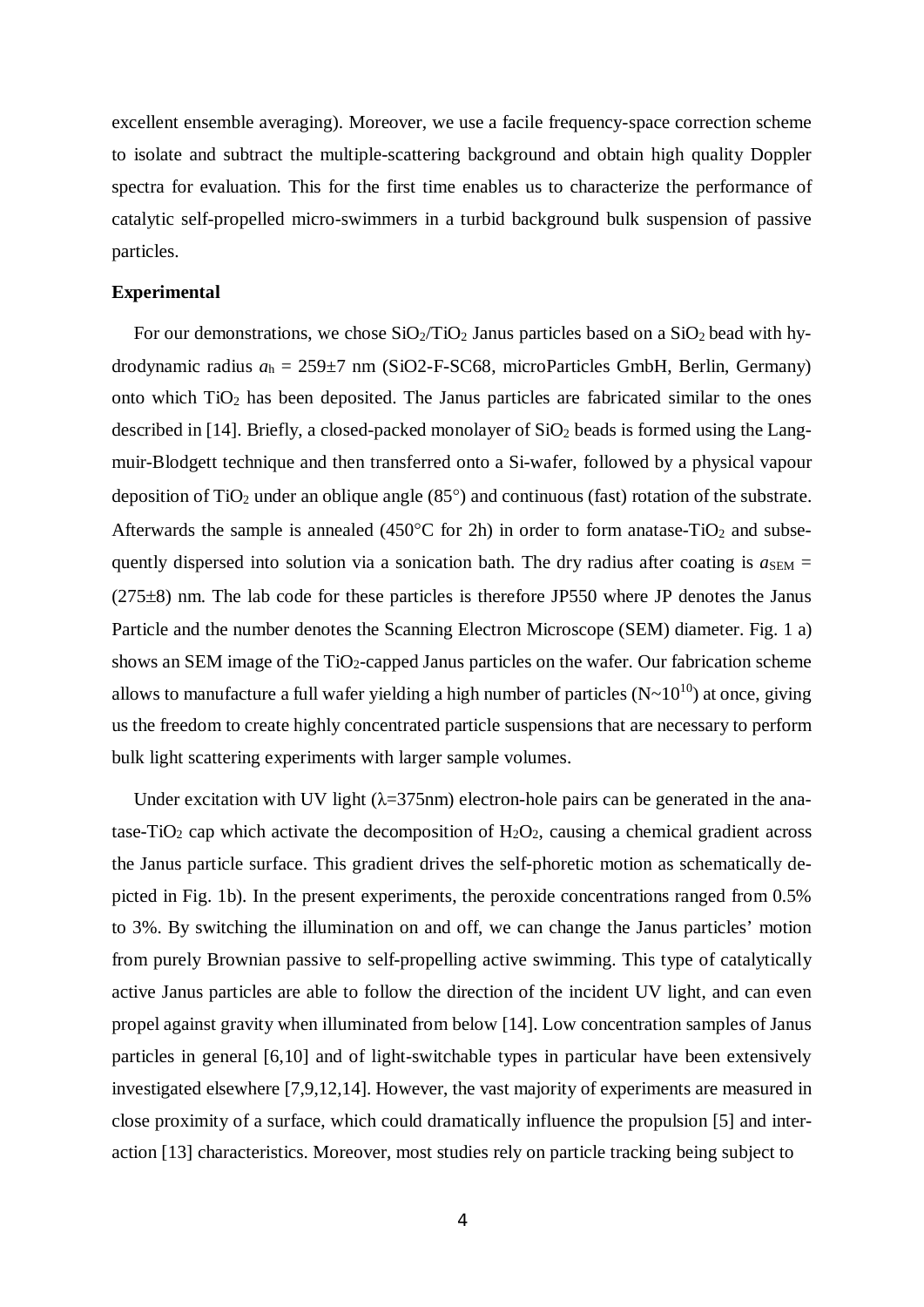excellent ensemble averaging). Moreover, we use a facile frequency-space correction scheme to isolate and subtract the multiple-scattering background and obtain high quality Doppler spectra for evaluation. This for the first time enables us to characterize the performance of catalytic self-propelled micro-swimmers in a turbid background bulk suspension of passive particles.

**Experimental**

For our demonstrations, we chose $SiO_2/TiO_2$ Janus particles based on a $SiO_2$ bead with hydrodynamic radius $a_h$ = 259±7 nm (SiO2-F-SC68, microParticles GmbH, Berlin, Germany) onto which $TiO_2$ has been deposited. The Janus particles are fabricated similar to the ones described in [14]. Briefly, a closed-packed monolayer of $SiO_2$ beads is formed using the Langmuir-Blodgett technique and then transferred onto a Si-wafer, followed by a physical vapour deposition of $TiO_2$ under an oblique angle (85°) and continuous (fast) rotation of the substrate. Afterwards the sample is annealed (450°C for 2h) in order to form anatase-$TiO_2$ and subsequently dispersed into solution via a sonication bath. The dry radius after coating is $a_{SEM}$ = (275±8) nm. The lab code for these particles is therefore JP550 where JP denotes the Janus Particle and the number denotes the Scanning Electron Microscope (SEM) diameter. Fig. 1 a) shows an SEM image of the $TiO_2$-capped Janus particles on the wafer. Our fabrication scheme allows to manufacture a full wafer yielding a high number of particles ($N \sim 10^{10}$) at once, giving us the freedom to create highly concentrated particle suspensions that are necessary to perform bulk light scattering experiments with larger sample volumes.

Under excitation with UV light (λ=375nm) electron-hole pairs can be generated in the anatase-$TiO_2$ cap which activate the decomposition of $H_2O_2$, causing a chemical gradient across the Janus particle surface. This gradient drives the self-phoretic motion as schematically depicted in Fig. 1b). In the present experiments, the peroxide concentrations ranged from 0.5% to 3%. By switching the illumination on and off, we can change the Janus particles' motion from purely Brownian passive to self-propelling active swimming. This type of catalytically active Janus particles are able to follow the direction of the incident UV light, and can even propel against gravity when illuminated from below [14]. Low concentration samples of Janus particles in general [6,10] and of light-switchable types in particular have been extensively investigated elsewhere [7,9,12,14]. However, the vast majority of experiments are measured in close proximity of a surface, which could dramatically influence the propulsion [5] and interaction [13] characteristics. Moreover, most studies rely on particle tracking being subject to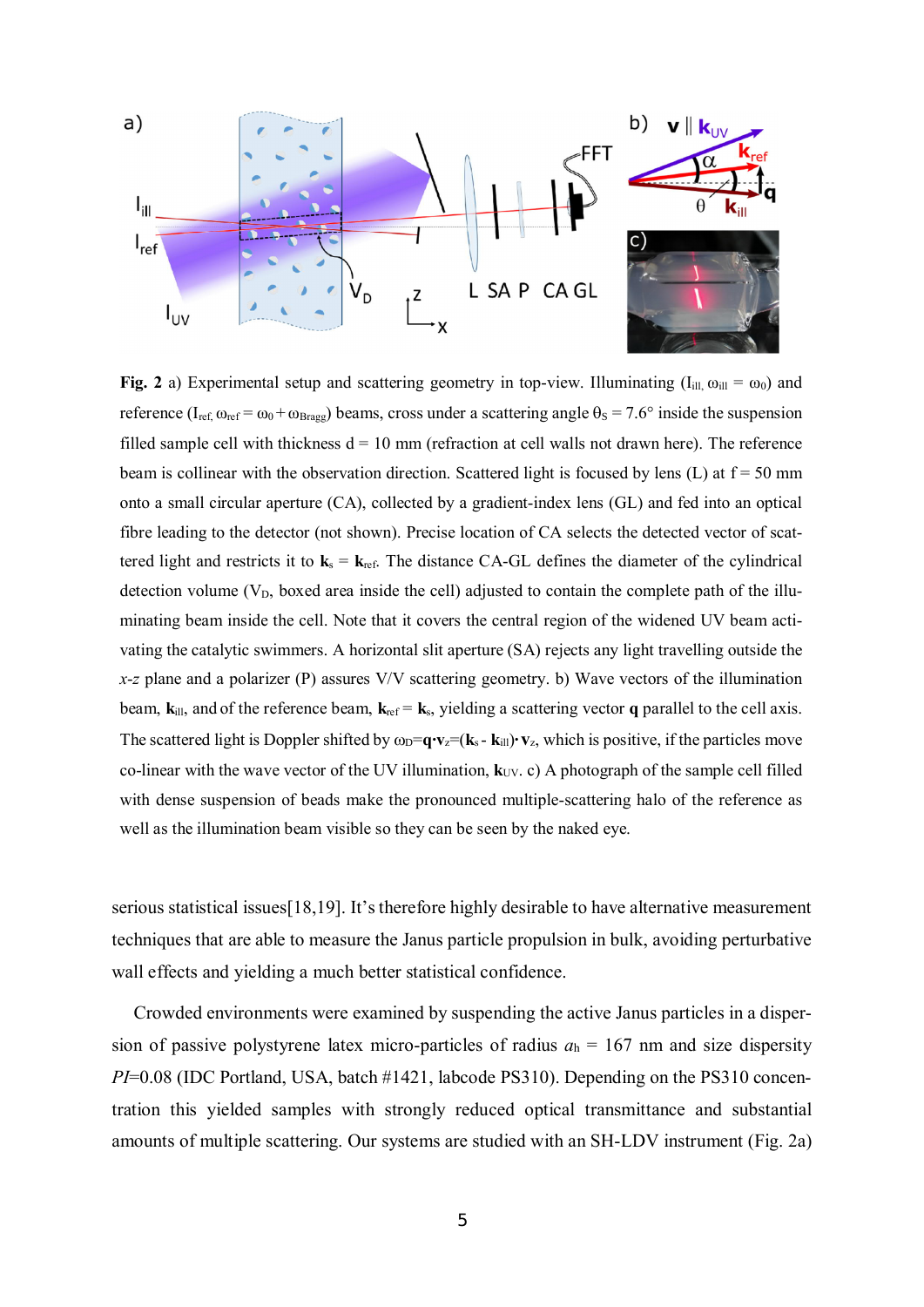a) $I_{ill}$ $I_{ref}$ $I_{UV}$ $V_D$ z x L SA P CA GL FFT

b) $\mathbf{v} \parallel \mathbf{k}_{UV}$ $\mathbf{k}_{ref}$ α θ $\mathbf{k}_{ill}$ $\mathbf{q}$

c)

**Fig. 2** a) Experimental setup and scattering geometry in top-view. Illuminating ($I_{ill}$, $\omega_{ill} = \omega_0$) and reference ($I_{ref}$, $\omega_{ref} = \omega_0 + \omega_{Bragg}$) beams, cross under a scattering angle $\theta_S = 7.6°$ inside the suspension filled sample cell with thickness d = 10 mm (refraction at cell walls not drawn here). The reference beam is collinear with the observation direction. Scattered light is focused by lens (L) at f = 50 mm onto a small circular aperture (CA), collected by a gradient-index lens (GL) and fed into an optical fibre leading to the detector (not shown). Precise location of CA selects the detected vector of scattered light and restricts it to $\mathbf{k}_s = \mathbf{k}_{ref}$. The distance CA-GL defines the diameter of the cylindrical detection volume ($V_D$, boxed area inside the cell) adjusted to contain the complete path of the illuminating beam inside the cell. Note that it covers the central region of the widened UV beam activating the catalytic swimmers. A horizontal slit aperture (SA) rejects any light travelling outside the *x-z* plane and a polarizer (P) assures V/V scattering geometry. b) Wave vectors of the illumination beam, $\mathbf{k}_{ill}$, and of the reference beam, $\mathbf{k}_{ref} = \mathbf{k}_s$, yielding a scattering vector $\mathbf{q}$ parallel to the cell axis. The scattered light is Doppler shifted by $\omega_D = \mathbf{q} \cdot \mathbf{v}_z = (\mathbf{k}_s - \mathbf{k}_{ill}) \cdot \mathbf{v}_z$, which is positive, if the particles move co-linear with the wave vector of the UV illumination, $\mathbf{k}_{UV}$. c) A photograph of the sample cell filled with dense suspension of beads make the pronounced multiple-scattering halo of the reference as well as the illumination beam visible so they can be seen by the naked eye.

serious statistical issues[18,19]. It's therefore highly desirable to have alternative measurement techniques that are able to measure the Janus particle propulsion in bulk, avoiding perturbative wall effects and yielding a much better statistical confidence.

Crowded environments were examined by suspending the active Janus particles in a dispersion of passive polystyrene latex micro-particles of radius $a_h$ = 167 nm and size dispersity *PI*=0.08 (IDC Portland, USA, batch #1421, labcode PS310). Depending on the PS310 concentration this yielded samples with strongly reduced optical transmittance and substantial amounts of multiple scattering. Our systems are studied with an SH-LDV instrument (Fig. 2a)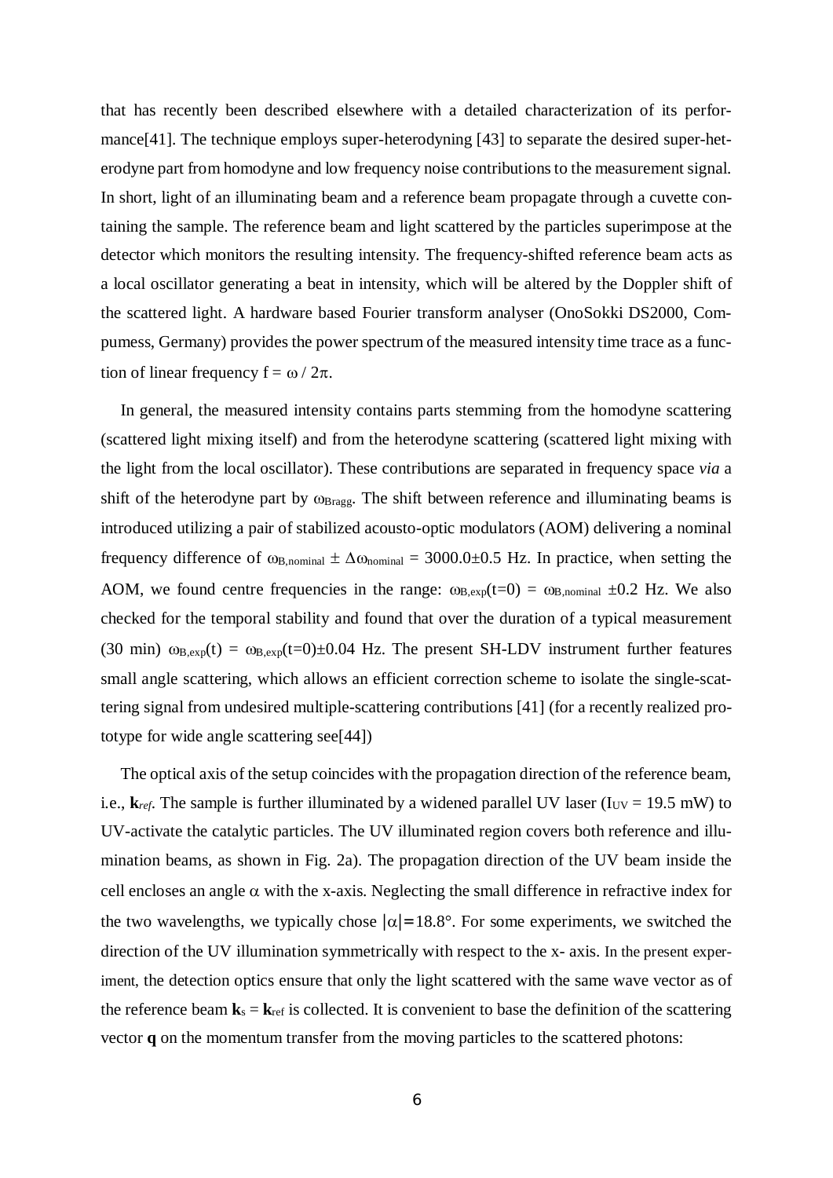that has recently been described elsewhere with a detailed characterization of its performance[41]. The technique employs super-heterodyning [43] to separate the desired super-heterodyne part from homodyne and low frequency noise contributions to the measurement signal. In short, light of an illuminating beam and a reference beam propagate through a cuvette containing the sample. The reference beam and light scattered by the particles superimpose at the detector which monitors the resulting intensity. The frequency-shifted reference beam acts as a local oscillator generating a beat in intensity, which will be altered by the Doppler shift of the scattered light. A hardware based Fourier transform analyser (OnoSokki DS2000, Compumess, Germany) provides the power spectrum of the measured intensity time trace as a function of linear frequency $f = \omega / 2\pi$.

In general, the measured intensity contains parts stemming from the homodyne scattering (scattered light mixing itself) and from the heterodyne scattering (scattered light mixing with the light from the local oscillator). These contributions are separated in frequency space *via* a shift of the heterodyne part by $\omega_{Bragg}$. The shift between reference and illuminating beams is introduced utilizing a pair of stabilized acousto-optic modulators (AOM) delivering a nominal frequency difference of $\omega_{B,nominal} \pm \Delta\omega_{nominal} = 3000.0\pm0.5$ Hz. In practice, when setting the AOM, we found centre frequencies in the range: $\omega_{B,exp}(t=0) = \omega_{B,nominal} \pm0.2$ Hz. We also checked for the temporal stability and found that over the duration of a typical measurement (30 min) $\omega_{B,exp}(t) = \omega_{B,exp}(t=0)\pm0.04$ Hz. The present SH-LDV instrument further features small angle scattering, which allows an efficient correction scheme to isolate the single-scattering signal from undesired multiple-scattering contributions [41] (for a recently realized prototype for wide angle scattering see[44])

The optical axis of the setup coincides with the propagation direction of the reference beam, i.e., $\mathbf{k}_{ref}$. The sample is further illuminated by a widened parallel UV laser ($I_{UV} = 19.5$ mW) to UV-activate the catalytic particles. The UV illuminated region covers both reference and illumination beams, as shown in Fig. 2a). The propagation direction of the UV beam inside the cell encloses an angle $\alpha$ with the x-axis. Neglecting the small difference in refractive index for the two wavelengths, we typically chose $|\alpha|=18.8°$. For some experiments, we switched the direction of the UV illumination symmetrically with respect to the x- axis. In the present experiment, the detection optics ensure that only the light scattered with the same wave vector as of the reference beam $\mathbf{k}_s = \mathbf{k}_{ref}$ is collected. It is convenient to base the definition of the scattering vector $\mathbf{q}$ on the momentum transfer from the moving particles to the scattered photons: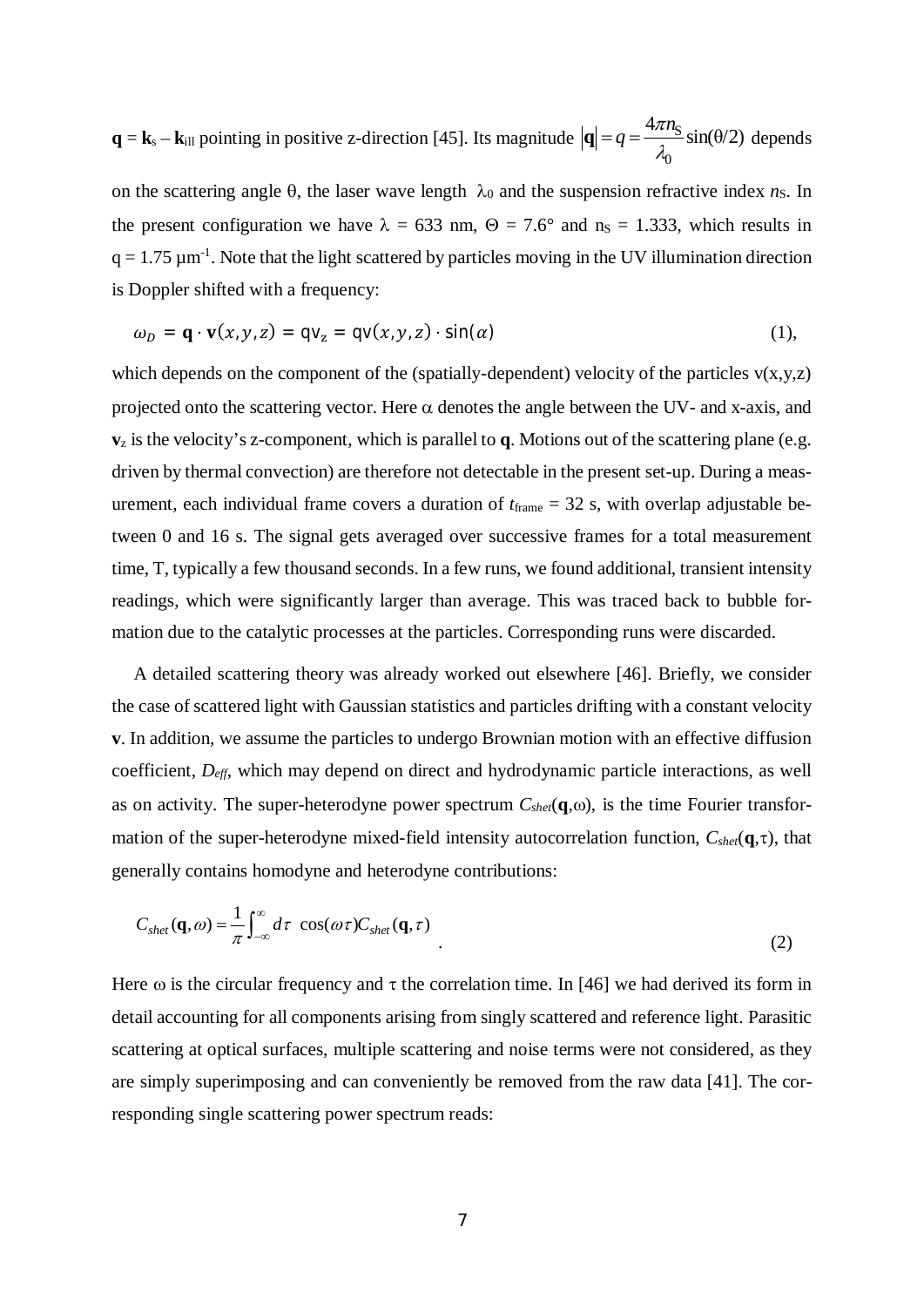$\mathbf{q} = \mathbf{k}_s - \mathbf{k}_{ill}$ pointing in positive z-direction [45]. Its magnitude $|\mathbf{q}| = q = \frac{4\pi n_S}{\lambda_0}\sin(\theta/2)$ depends on the scattering angle θ, the laser wave length $\lambda_0$ and the suspension refractive index $n_S$. In the present configuration we have λ = 633 nm, Θ = 7.6° and $n_S$ = 1.333, which results in q = 1.75 µm$^{-1}$. Note that the light scattered by particles moving in the UV illumination direction is Doppler shifted with a frequency:

$$\omega_D = \mathbf{q}\cdot\mathbf{v}(x,y,z) = q v_z = q v(x,y,z)\cdot\sin(\alpha) \qquad (1),$$

which depends on the component of the (spatially-dependent) velocity of the particles v(x,y,z) projected onto the scattering vector. Here α denotes the angle between the UV- and x-axis, and $\mathbf{v}_z$ is the velocity's z-component, which is parallel to **q**. Motions out of the scattering plane (e.g. driven by thermal convection) are therefore not detectable in the present set-up. During a measurement, each individual frame covers a duration of $t_{frame}$ = 32 s, with overlap adjustable between 0 and 16 s. The signal gets averaged over successive frames for a total measurement time, T, typically a few thousand seconds. In a few runs, we found additional, transient intensity readings, which were significantly larger than average. This was traced back to bubble formation due to the catalytic processes at the particles. Corresponding runs were discarded.

A detailed scattering theory was already worked out elsewhere [46]. Briefly, we consider the case of scattered light with Gaussian statistics and particles drifting with a constant velocity **v**. In addition, we assume the particles to undergo Brownian motion with an effective diffusion coefficient, $D_{eff}$, which may depend on direct and hydrodynamic particle interactions, as well as on activity. The super-heterodyne power spectrum $C_{shet}(\mathbf{q},\omega)$, is the time Fourier transformation of the super-heterodyne mixed-field intensity autocorrelation function, $C_{shet}(\mathbf{q},\tau)$, that generally contains homodyne and heterodyne contributions:

$$C_{shet}(\mathbf{q},\omega) = \frac{1}{\pi}\int_{-\infty}^{\infty} d\tau \ \cos(\omega\tau) C_{shet}(\mathbf{q},\tau) \qquad (2)$$

Here ω is the circular frequency and τ the correlation time. In [46] we had derived its form in detail accounting for all components arising from singly scattered and reference light. Parasitic scattering at optical surfaces, multiple scattering and noise terms were not considered, as they are simply superimposing and can conveniently be removed from the raw data [41]. The corresponding single scattering power spectrum reads: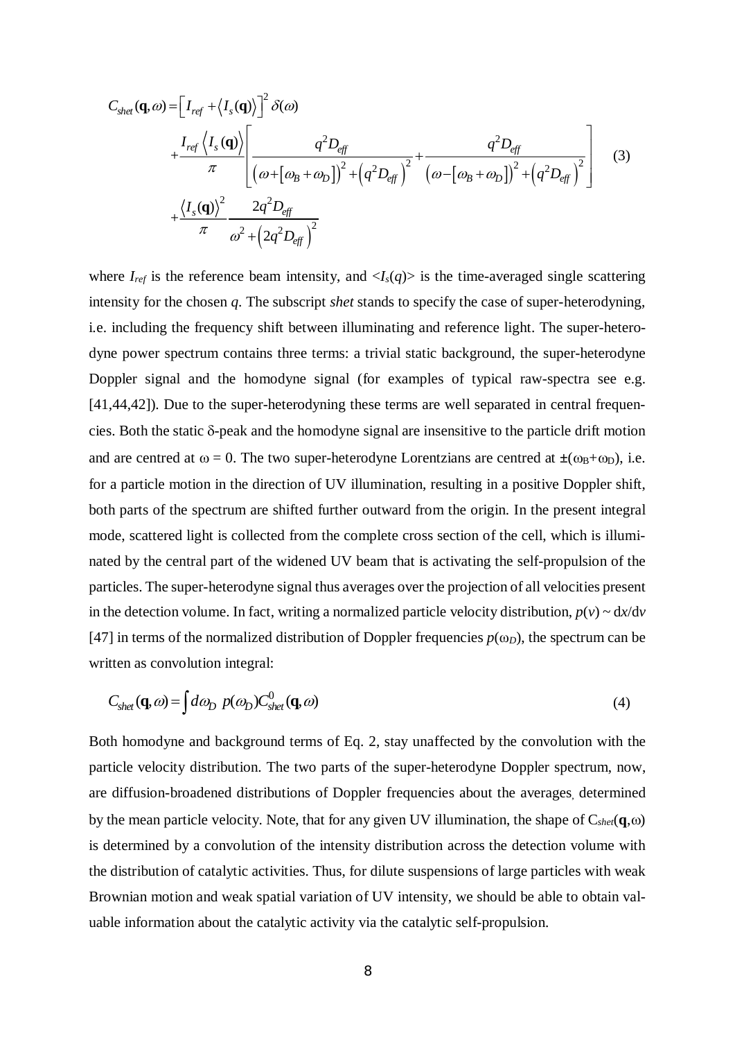$$C_{shet}(\mathbf{q},\omega) = \left[I_{ref} + \langle I_s(\mathbf{q})\rangle\right]^2 \delta(\omega)$$
$$+ \frac{I_{ref}\langle I_s(\mathbf{q})\rangle}{\pi}\left[\frac{q^2 D_{eff}}{\left(\omega + \left[\omega_B + \omega_D\right]\right)^2 + \left(q^2 D_{eff}\right)^2} + \frac{q^2 D_{eff}}{\left(\omega - \left[\omega_B + \omega_D\right]\right)^2 + \left(q^2 D_{eff}\right)^2}\right] \qquad (3)$$
$$+ \frac{\langle I_s(\mathbf{q})\rangle^2}{\pi}\frac{2q^2 D_{eff}}{\omega^2 + \left(2q^2 D_{eff}\right)^2}$$

where $I_{ref}$ is the reference beam intensity, and $\langle I_s(q)\rangle$ is the time-averaged single scattering intensity for the chosen $q$. The subscript *shet* stands to specify the case of super-heterodyning, i.e. including the frequency shift between illuminating and reference light. The super-heterodyne power spectrum contains three terms: a trivial static background, the super-heterodyne Doppler signal and the homodyne signal (for examples of typical raw-spectra see e.g. [41,44,42]). Due to the super-heterodyning these terms are well separated in central frequencies. Both the static δ-peak and the homodyne signal are insensitive to the particle drift motion and are centred at $\omega = 0$. The two super-heterodyne Lorentzians are centred at $\pm(\omega_B+\omega_D)$, i.e. for a particle motion in the direction of UV illumination, resulting in a positive Doppler shift, both parts of the spectrum are shifted further outward from the origin. In the present integral mode, scattered light is collected from the complete cross section of the cell, which is illuminated by the central part of the widened UV beam that is activating the self-propulsion of the particles. The super-heterodyne signal thus averages over the projection of all velocities present in the detection volume. In fact, writing a normalized particle velocity distribution, $p(v) \sim dx/dv$ [47] in terms of the normalized distribution of Doppler frequencies $p(\omega_D)$, the spectrum can be written as convolution integral:

$$C_{shet}(\mathbf{q},\omega) = \int d\omega_D \; p(\omega_D) C^0_{shet}(\mathbf{q},\omega) \qquad (4)$$

Both homodyne and background terms of Eq. 2, stay unaffected by the convolution with the particle velocity distribution. The two parts of the super-heterodyne Doppler spectrum, now, are diffusion-broadened distributions of Doppler frequencies about the averages, determined by the mean particle velocity. Note, that for any given UV illumination, the shape of $C_{shet}(\mathbf{q},\omega)$ is determined by a convolution of the intensity distribution across the detection volume with the distribution of catalytic activities. Thus, for dilute suspensions of large particles with weak Brownian motion and weak spatial variation of UV intensity, we should be able to obtain valuable information about the catalytic activity via the catalytic self-propulsion.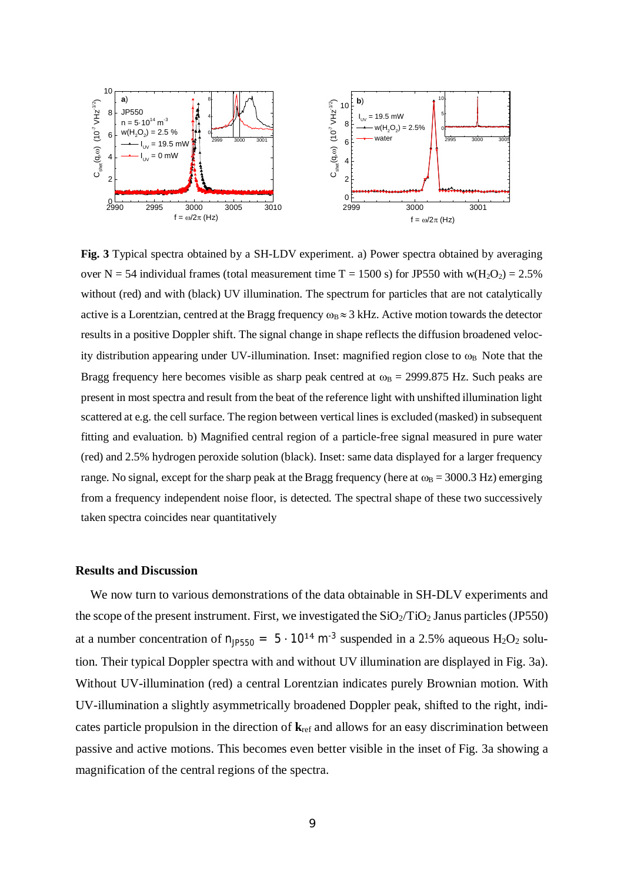a)

JP550

n = 5·10^14 m^-3

w(H2O2) = 2.5 %

I_UV = 19.5 mW

I_UV = 0 mW

C_shet(q,ω) (10^-7 VHz^-1/2)

f = ω/2π (Hz)

b)

I_UV = 19.5 mW

w(H2O2) = 2.5%

water

C_shet(q,ω) (10^-7 VHz^-1/2)

f = ω/2π (Hz)

**Fig. 3** Typical spectra obtained by a SH-LDV experiment. a) Power spectra obtained by averaging over N = 54 individual frames (total measurement time T = 1500 s) for JP550 with $w(H_2O_2) = 2.5\%$ without (red) and with (black) UV illumination. The spectrum for particles that are not catalytically active is a Lorentzian, centred at the Bragg frequency $\omega_B \approx 3$ kHz. Active motion towards the detector results in a positive Doppler shift. The signal change in shape reflects the diffusion broadened velocity distribution appearing under UV-illumination. Inset: magnified region close to $\omega_B$ Note that the Bragg frequency here becomes visible as sharp peak centred at $\omega_B = 2999.875$ Hz. Such peaks are present in most spectra and result from the beat of the reference light with unshifted illumination light scattered at e.g. the cell surface. The region between vertical lines is excluded (masked) in subsequent fitting and evaluation. b) Magnified central region of a particle-free signal measured in pure water (red) and 2.5% hydrogen peroxide solution (black). Inset: same data displayed for a larger frequency range. No signal, except for the sharp peak at the Bragg frequency (here at $\omega_B = 3000.3$ Hz) emerging from a frequency independent noise floor, is detected. The spectral shape of these two successively taken spectra coincides near quantitatively

## Results and Discussion

We now turn to various demonstrations of the data obtainable in SH-DLV experiments and the scope of the present instrument. First, we investigated the $SiO_2/TiO_2$ Janus particles (JP550) at a number concentration of $n_{JP550} = 5 \cdot 10^{14}$ m$^{-3}$ suspended in a 2.5% aqueous $H_2O_2$ solution. Their typical Doppler spectra with and without UV illumination are displayed in Fig. 3a). Without UV-illumination (red) a central Lorentzian indicates purely Brownian motion. With UV-illumination a slightly asymmetrically broadened Doppler peak, shifted to the right, indicates particle propulsion in the direction of $\mathbf{k}_{ref}$ and allows for an easy discrimination between passive and active motions. This becomes even better visible in the inset of Fig. 3a showing a magnification of the central regions of the spectra.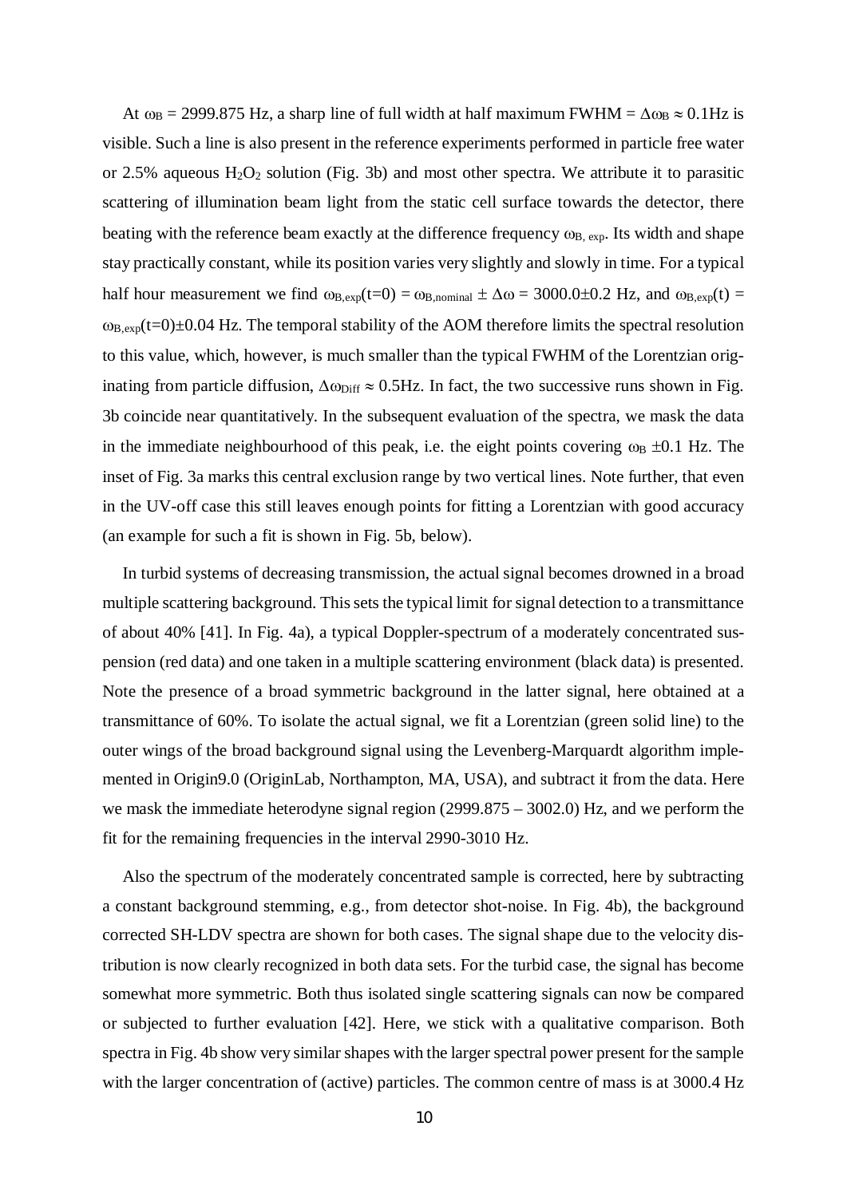At $\omega_B = 2999.875$ Hz, a sharp line of full width at half maximum FWHM = $\Delta\omega_B \approx 0.1$Hz is visible. Such a line is also present in the reference experiments performed in particle free water or 2.5% aqueous $H_2O_2$ solution (Fig. 3b) and most other spectra. We attribute it to parasitic scattering of illumination beam light from the static cell surface towards the detector, there beating with the reference beam exactly at the difference frequency $\omega_{B,\,exp}$. Its width and shape stay practically constant, while its position varies very slightly and slowly in time. For a typical half hour measurement we find $\omega_{B,exp}(t{=}0) = \omega_{B,nominal} \pm \Delta\omega = 3000.0{\pm}0.2$ Hz, and $\omega_{B,exp}(t) = \omega_{B,exp}(t{=}0){\pm}0.04$ Hz. The temporal stability of the AOM therefore limits the spectral resolution to this value, which, however, is much smaller than the typical FWHM of the Lorentzian originating from particle diffusion, $\Delta\omega_{Diff} \approx 0.5$Hz. In fact, the two successive runs shown in Fig. 3b coincide near quantitatively. In the subsequent evaluation of the spectra, we mask the data in the immediate neighbourhood of this peak, i.e. the eight points covering $\omega_B \pm 0.1$ Hz. The inset of Fig. 3a marks this central exclusion range by two vertical lines. Note further, that even in the UV-off case this still leaves enough points for fitting a Lorentzian with good accuracy (an example for such a fit is shown in Fig. 5b, below).

In turbid systems of decreasing transmission, the actual signal becomes drowned in a broad multiple scattering background. This sets the typical limit for signal detection to a transmittance of about 40% [41]. In Fig. 4a), a typical Doppler-spectrum of a moderately concentrated suspension (red data) and one taken in a multiple scattering environment (black data) is presented. Note the presence of a broad symmetric background in the latter signal, here obtained at a transmittance of 60%. To isolate the actual signal, we fit a Lorentzian (green solid line) to the outer wings of the broad background signal using the Levenberg-Marquardt algorithm implemented in Origin9.0 (OriginLab, Northampton, MA, USA), and subtract it from the data. Here we mask the immediate heterodyne signal region (2999.875 – 3002.0) Hz, and we perform the fit for the remaining frequencies in the interval 2990-3010 Hz.

Also the spectrum of the moderately concentrated sample is corrected, here by subtracting a constant background stemming, e.g., from detector shot-noise. In Fig. 4b), the background corrected SH-LDV spectra are shown for both cases. The signal shape due to the velocity distribution is now clearly recognized in both data sets. For the turbid case, the signal has become somewhat more symmetric. Both thus isolated single scattering signals can now be compared or subjected to further evaluation [42]. Here, we stick with a qualitative comparison. Both spectra in Fig. 4b show very similar shapes with the larger spectral power present for the sample with the larger concentration of (active) particles. The common centre of mass is at 3000.4 Hz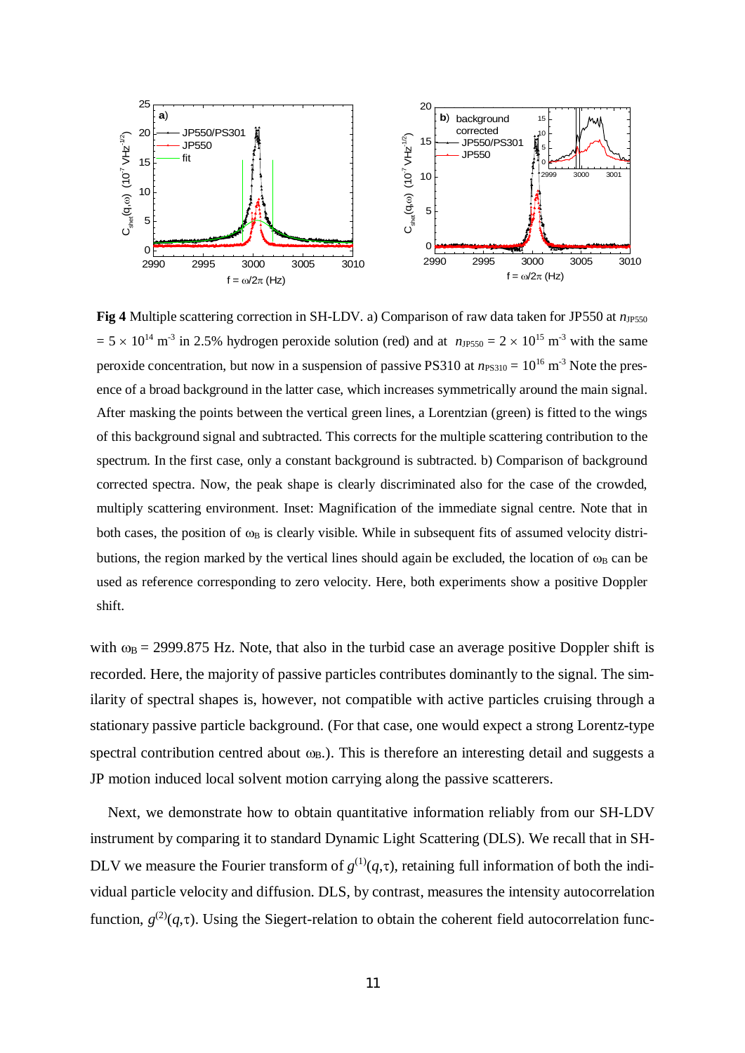a)

25

20

15

10

5

0

2990 2995 3000 3005 3010

$C_{shet}(q,\omega)$ $(10^{-7}$ VHz$^{-1/2})$

f = ω/2π (Hz)

JP550/PS301

JP550

fit

b) background corrected

JP550/PS301

JP550

20

15

10

5

0

2990 2995 3000 3005 3010

$C_{shet}(q,\omega)$ $(10^{-7}$ VHz$^{-1/2})$

f = ω/2π (Hz)

15

10

5

0

2999 3000 3001

**Fig 4** Multiple scattering correction in SH-LDV. a) Comparison of raw data taken for JP550 at $n_{JP550} = 5 \times 10^{14}$ m$^{-3}$ in 2.5% hydrogen peroxide solution (red) and at $n_{JP550} = 2 \times 10^{15}$ m$^{-3}$ with the same peroxide concentration, but now in a suspension of passive PS310 at $n_{PS310} = 10^{16}$ m$^{-3}$ Note the presence of a broad background in the latter case, which increases symmetrically around the main signal. After masking the points between the vertical green lines, a Lorentzian (green) is fitted to the wings of this background signal and subtracted. This corrects for the multiple scattering contribution to the spectrum. In the first case, only a constant background is subtracted. b) Comparison of background corrected spectra. Now, the peak shape is clearly discriminated also for the case of the crowded, multiply scattering environment. Inset: Magnification of the immediate signal centre. Note that in both cases, the position of $\omega_B$ is clearly visible. While in subsequent fits of assumed velocity distributions, the region marked by the vertical lines should again be excluded, the location of $\omega_B$ can be used as reference corresponding to zero velocity. Here, both experiments show a positive Doppler shift.

with $\omega_B = 2999.875$ Hz. Note, that also in the turbid case an average positive Doppler shift is recorded. Here, the majority of passive particles contributes dominantly to the signal. The similarity of spectral shapes is, however, not compatible with active particles cruising through a stationary passive particle background. (For that case, one would expect a strong Lorentz-type spectral contribution centred about $\omega_B$.). This is therefore an interesting detail and suggests a JP motion induced local solvent motion carrying along the passive scatterers.

Next, we demonstrate how to obtain quantitative information reliably from our SH-LDV instrument by comparing it to standard Dynamic Light Scattering (DLS). We recall that in SH-DLV we measure the Fourier transform of $g^{(1)}(q,\tau)$, retaining full information of both the individual particle velocity and diffusion. DLS, by contrast, measures the intensity autocorrelation function, $g^{(2)}(q,\tau)$. Using the Siegert-relation to obtain the coherent field autocorrelation func-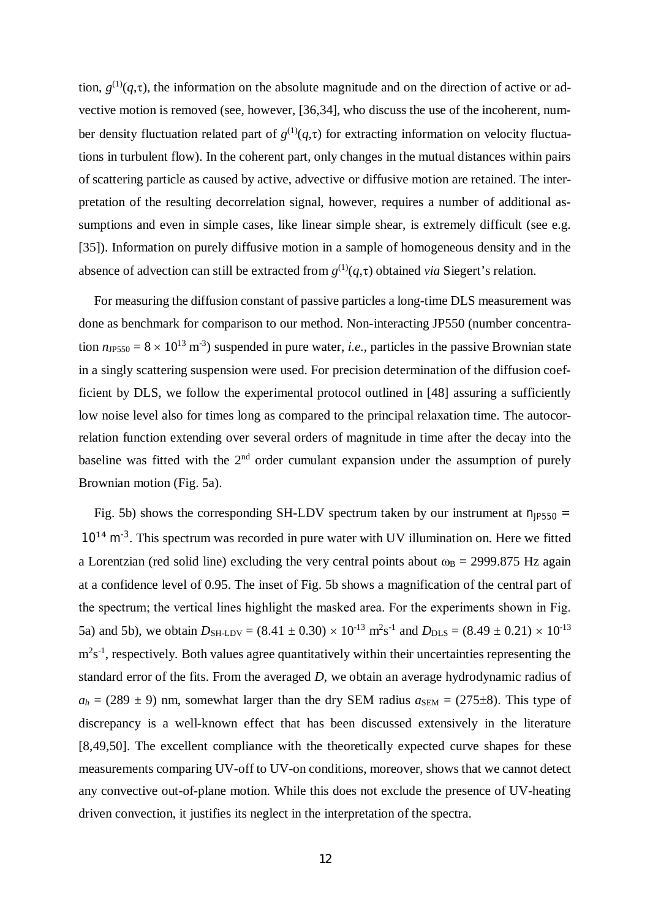tion, $g^{(1)}(q,\tau)$, the information on the absolute magnitude and on the direction of active or advective motion is removed (see, however, [36,34], who discuss the use of the incoherent, number density fluctuation related part of $g^{(1)}(q,\tau)$ for extracting information on velocity fluctuations in turbulent flow). In the coherent part, only changes in the mutual distances within pairs of scattering particle as caused by active, advective or diffusive motion are retained. The interpretation of the resulting decorrelation signal, however, requires a number of additional assumptions and even in simple cases, like linear simple shear, is extremely difficult (see e.g. [35]). Information on purely diffusive motion in a sample of homogeneous density and in the absence of advection can still be extracted from $g^{(1)}(q,\tau)$ obtained *via* Siegert's relation.

For measuring the diffusion constant of passive particles a long-time DLS measurement was done as benchmark for comparison to our method. Non-interacting JP550 (number concentration $n_{JP550} = 8 \times 10^{13}$ m$^{-3}$) suspended in pure water, *i.e.*, particles in the passive Brownian state in a singly scattering suspension were used. For precision determination of the diffusion coefficient by DLS, we follow the experimental protocol outlined in [48] assuring a sufficiently low noise level also for times long as compared to the principal relaxation time. The autocorrelation function extending over several orders of magnitude in time after the decay into the baseline was fitted with the 2$^{nd}$ order cumulant expansion under the assumption of purely Brownian motion (Fig. 5a).

Fig. 5b) shows the corresponding SH-LDV spectrum taken by our instrument at $n_{JP550} = 10^{14}$ m$^{-3}$. This spectrum was recorded in pure water with UV illumination on. Here we fitted a Lorentzian (red solid line) excluding the very central points about $\omega_B = 2999.875$ Hz again at a confidence level of 0.95. The inset of Fig. 5b shows a magnification of the central part of the spectrum; the vertical lines highlight the masked area. For the experiments shown in Fig. 5a) and 5b), we obtain $D_{SH\text{-}LDV} = (8.41 \pm 0.30) \times 10^{-13}$ m$^2$s$^{-1}$ and $D_{DLS} = (8.49 \pm 0.21) \times 10^{-13}$ m$^2$s$^{-1}$, respectively. Both values agree quantitatively within their uncertainties representing the standard error of the fits. From the averaged $D$, we obtain an average hydrodynamic radius of $a_h = (289 \pm 9)$ nm, somewhat larger than the dry SEM radius $a_{SEM} = (275\pm8)$. This type of discrepancy is a well-known effect that has been discussed extensively in the literature [8,49,50]. The excellent compliance with the theoretically expected curve shapes for these measurements comparing UV-off to UV-on conditions, moreover, shows that we cannot detect any convective out-of-plane motion. While this does not exclude the presence of UV-heating driven convection, it justifies its neglect in the interpretation of the spectra.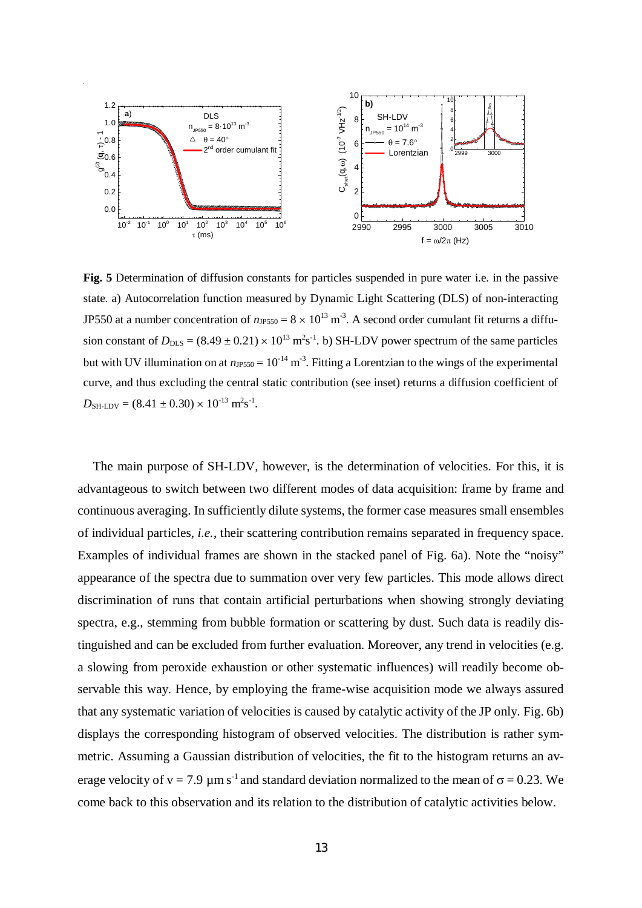a)

DLS

$n_{JP550} = 8 \cdot 10^{13}$ m$^{-3}$

$\theta = 40°$

2$^{nd}$ order cumulant fit

$g^{(2)}(\mathbf{q}, \tau) - 1$

1.2
1.0
0.8
0.6
0.4
0.2
0.0

$10^{-2}$ $10^{-1}$ $10^{0}$ $10^{1}$ $10^{2}$ $10^{3}$ $10^{4}$ $10^{5}$ $10^{6}$

$\tau$ (ms)

b)

SH-LDV

$n_{JP550} = 10^{14}$ m$^{-3}$

$\theta = 7.6°$

Lorentzian

$C_{shet}(q,\omega)$ $(10^{-7}$ VHz$^{-1/2})$

10
8
6
4
2
0

2990 2995 3000 3005 3010

$f = \omega/2\pi$ (Hz)

10
8
6
4
2
0

2999 3000

**Fig. 5** Determination of diffusion constants for particles suspended in pure water i.e. in the passive state. a) Autocorrelation function measured by Dynamic Light Scattering (DLS) of non-interacting JP550 at a number concentration of $n_{JP550} = 8 \times 10^{13}$ m$^{-3}$. A second order cumulant fit returns a diffusion constant of $D_{DLS} = (8.49 \pm 0.21) \times 10^{13}$ m$^2$s$^{-1}$. b) SH-LDV power spectrum of the same particles but with UV illumination on at $n_{JP550} = 10^{-14}$ m$^{-3}$. Fitting a Lorentzian to the wings of the experimental curve, and thus excluding the central static contribution (see inset) returns a diffusion coefficient of $D_{SH\text{-}LDV} = (8.41 \pm 0.30) \times 10^{-13}$ m$^2$s$^{-1}$.

The main purpose of SH-LDV, however, is the determination of velocities. For this, it is advantageous to switch between two different modes of data acquisition: frame by frame and continuous averaging. In sufficiently dilute systems, the former case measures small ensembles of individual particles, *i.e.*, their scattering contribution remains separated in frequency space. Examples of individual frames are shown in the stacked panel of Fig. 6a). Note the "noisy" appearance of the spectra due to summation over very few particles. This mode allows direct discrimination of runs that contain artificial perturbations when showing strongly deviating spectra, e.g., stemming from bubble formation or scattering by dust. Such data is readily distinguished and can be excluded from further evaluation. Moreover, any trend in velocities (e.g. a slowing from peroxide exhaustion or other systematic influences) will readily become observable this way. Hence, by employing the frame-wise acquisition mode we always assured that any systematic variation of velocities is caused by catalytic activity of the JP only. Fig. 6b) displays the corresponding histogram of observed velocities. The distribution is rather symmetric. Assuming a Gaussian distribution of velocities, the fit to the histogram returns an average velocity of $v = 7.9$ µm s$^{-1}$ and standard deviation normalized to the mean of $\sigma = 0.23$. We come back to this observation and its relation to the distribution of catalytic activities below.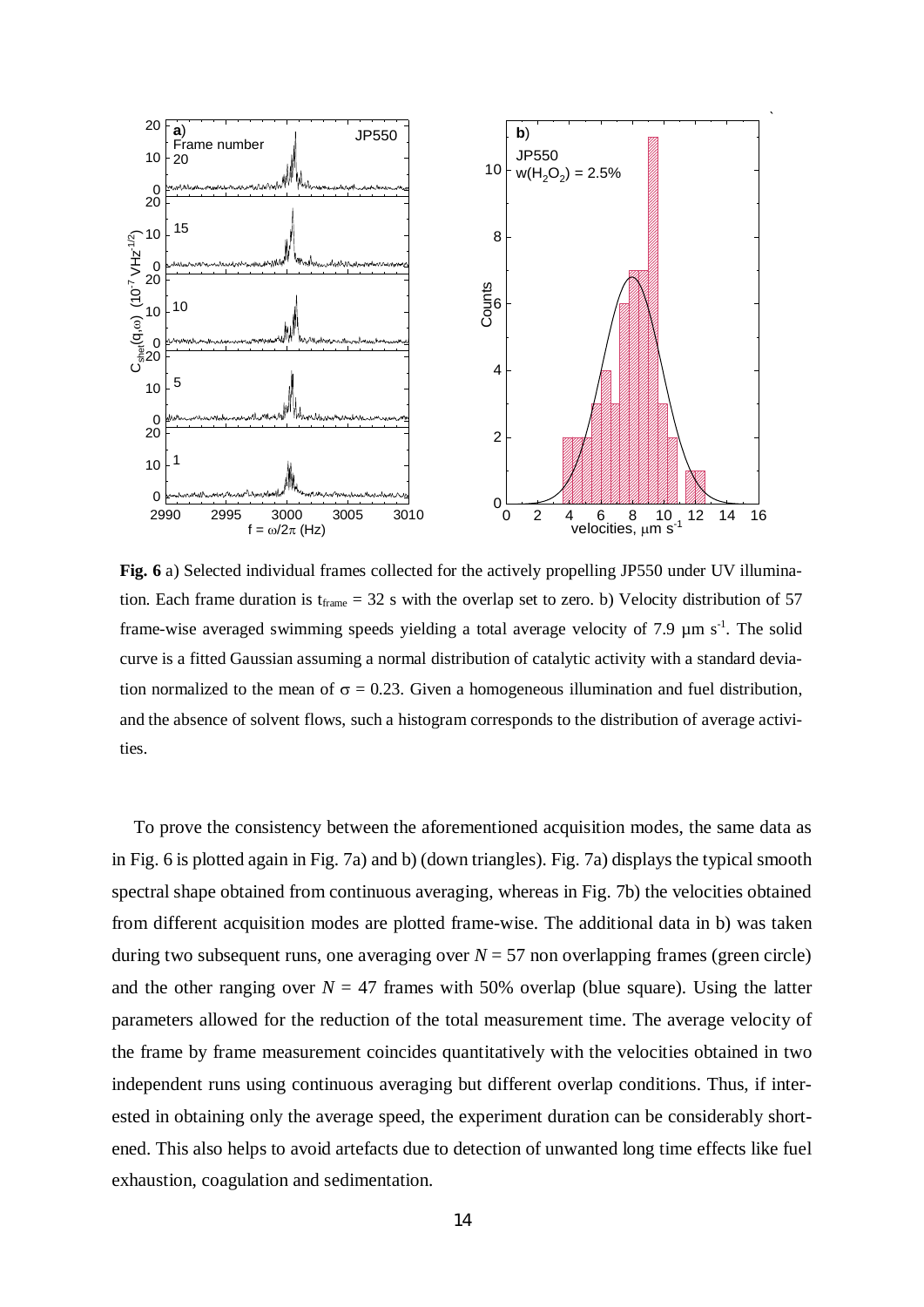a)

Frame number

JP550

20

15

10

5

1

$C_{shet}(q,\omega)$ ($10^{-7}$ VHz$^{-1/2}$)

$f = \omega/2\pi$ (Hz)

2990 2995 3000 3005 3010

b)

JP550

$w(H_2O_2) = 2.5\%$

Counts

velocities, μm s$^{-1}$

0 2 4 6 8 10 12 14 16

**Fig. 6** a) Selected individual frames collected for the actively propelling JP550 under UV illumination. Each frame duration is $t_{frame} = 32$ s with the overlap set to zero. b) Velocity distribution of 57 frame-wise averaged swimming speeds yielding a total average velocity of 7.9 µm s$^{-1}$. The solid curve is a fitted Gaussian assuming a normal distribution of catalytic activity with a standard deviation normalized to the mean of $\sigma = 0.23$. Given a homogeneous illumination and fuel distribution, and the absence of solvent flows, such a histogram corresponds to the distribution of average activities.

To prove the consistency between the aforementioned acquisition modes, the same data as in Fig. 6 is plotted again in Fig. 7a) and b) (down triangles). Fig. 7a) displays the typical smooth spectral shape obtained from continuous averaging, whereas in Fig. 7b) the velocities obtained from different acquisition modes are plotted frame-wise. The additional data in b) was taken during two subsequent runs, one averaging over $N = 57$ non overlapping frames (green circle) and the other ranging over $N = 47$ frames with 50% overlap (blue square). Using the latter parameters allowed for the reduction of the total measurement time. The average velocity of the frame by frame measurement coincides quantitatively with the velocities obtained in two independent runs using continuous averaging but different overlap conditions. Thus, if interested in obtaining only the average speed, the experiment duration can be considerably shortened. This also helps to avoid artefacts due to detection of unwanted long time effects like fuel exhaustion, coagulation and sedimentation.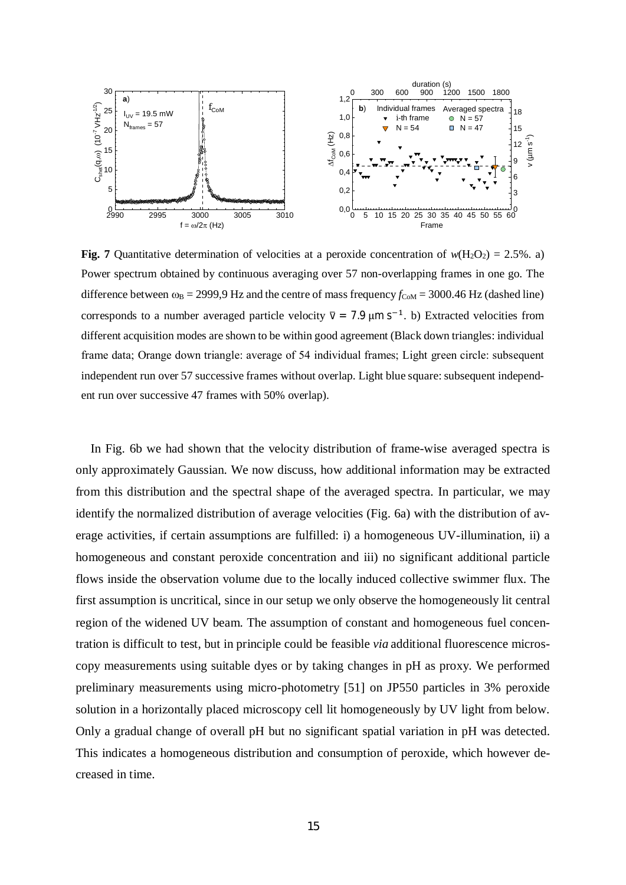a)

$I_{UV}$ = 19.5 mW

$N_{frames}$ = 57

$f_{CoM}$

$C_{shet}(q,\omega)$ ($10^{-7}$ VHz$^{-1/2}$)

30
25
20
15
10
5
0

2990 2995 3000 3005 3010

f = ω/2π (Hz)

b)

duration (s)

0 300 600 900 1200 1500 1800

Individual frames

i-th frame

N = 54

Averaged spectra

N = 57

N = 47

$\Delta f_{CoM}$ (Hz)

1,2
1,0
0,8
0,6
0,4
0,2
0,0

v (µm s$^{-1}$)

18
15
12
9
6
3
0

0 5 10 15 20 25 30 35 40 45 50 55 60

Frame

**Fig. 7** Quantitative determination of velocities at a peroxide concentration of $w(H_2O_2)$ = 2.5%. a) Power spectrum obtained by continuous averaging over 57 non-overlapping frames in one go. The difference between $\omega_B$ = 2999,9 Hz and the centre of mass frequency $f_{CoM}$ = 3000.46 Hz (dashed line) corresponds to a number averaged particle velocity $\bar{v}$ = 7.9 µm s$^{-1}$. b) Extracted velocities from different acquisition modes are shown to be within good agreement (Black down triangles: individual frame data; Orange down triangle: average of 54 individual frames; Light green circle: subsequent independent run over 57 successive frames without overlap. Light blue square: subsequent independent run over successive 47 frames with 50% overlap).

In Fig. 6b we had shown that the velocity distribution of frame-wise averaged spectra is only approximately Gaussian. We now discuss, how additional information may be extracted from this distribution and the spectral shape of the averaged spectra. In particular, we may identify the normalized distribution of average velocities (Fig. 6a) with the distribution of average activities, if certain assumptions are fulfilled: i) a homogeneous UV-illumination, ii) a homogeneous and constant peroxide concentration and iii) no significant additional particle flows inside the observation volume due to the locally induced collective swimmer flux. The first assumption is uncritical, since in our setup we only observe the homogeneously lit central region of the widened UV beam. The assumption of constant and homogeneous fuel concentration is difficult to test, but in principle could be feasible *via* additional fluorescence microscopy measurements using suitable dyes or by taking changes in pH as proxy. We performed preliminary measurements using micro-photometry [51] on JP550 particles in 3% peroxide solution in a horizontally placed microscopy cell lit homogeneously by UV light from below. Only a gradual change of overall pH but no significant spatial variation in pH was detected. This indicates a homogeneous distribution and consumption of peroxide, which however decreased in time.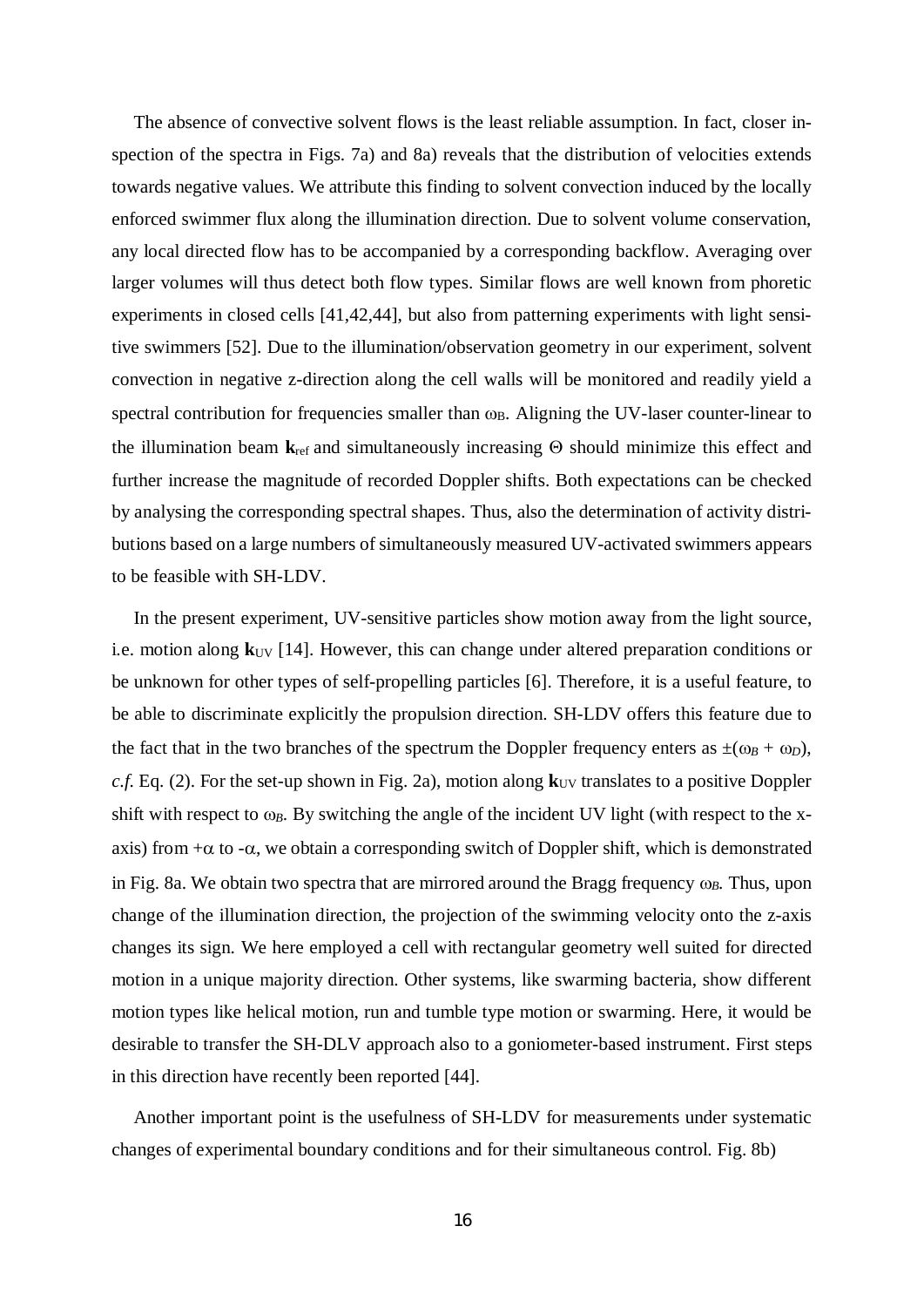The absence of convective solvent flows is the least reliable assumption. In fact, closer inspection of the spectra in Figs. 7a) and 8a) reveals that the distribution of velocities extends towards negative values. We attribute this finding to solvent convection induced by the locally enforced swimmer flux along the illumination direction. Due to solvent volume conservation, any local directed flow has to be accompanied by a corresponding backflow. Averaging over larger volumes will thus detect both flow types. Similar flows are well known from phoretic experiments in closed cells [41,42,44], but also from patterning experiments with light sensitive swimmers [52]. Due to the illumination/observation geometry in our experiment, solvent convection in negative z-direction along the cell walls will be monitored and readily yield a spectral contribution for frequencies smaller than $\omega_B$. Aligning the UV-laser counter-linear to the illumination beam $\mathbf{k}_{ref}$ and simultaneously increasing $\Theta$ should minimize this effect and further increase the magnitude of recorded Doppler shifts. Both expectations can be checked by analysing the corresponding spectral shapes. Thus, also the determination of activity distributions based on a large numbers of simultaneously measured UV-activated swimmers appears to be feasible with SH-LDV.

In the present experiment, UV-sensitive particles show motion away from the light source, i.e. motion along $\mathbf{k}_{UV}$ [14]. However, this can change under altered preparation conditions or be unknown for other types of self-propelling particles [6]. Therefore, it is a useful feature, to be able to discriminate explicitly the propulsion direction. SH-LDV offers this feature due to the fact that in the two branches of the spectrum the Doppler frequency enters as $\pm(\omega_B + \omega_D)$, *c.f.* Eq. (2). For the set-up shown in Fig. 2a), motion along $\mathbf{k}_{UV}$ translates to a positive Doppler shift with respect to $\omega_B$. By switching the angle of the incident UV light (with respect to the x-axis) from $+\alpha$ to $-\alpha$, we obtain a corresponding switch of Doppler shift, which is demonstrated in Fig. 8a. We obtain two spectra that are mirrored around the Bragg frequency $\omega_B$. Thus, upon change of the illumination direction, the projection of the swimming velocity onto the z-axis changes its sign. We here employed a cell with rectangular geometry well suited for directed motion in a unique majority direction. Other systems, like swarming bacteria, show different motion types like helical motion, run and tumble type motion or swarming. Here, it would be desirable to transfer the SH-DLV approach also to a goniometer-based instrument. First steps in this direction have recently been reported [44].

Another important point is the usefulness of SH-LDV for measurements under systematic changes of experimental boundary conditions and for their simultaneous control. Fig. 8b)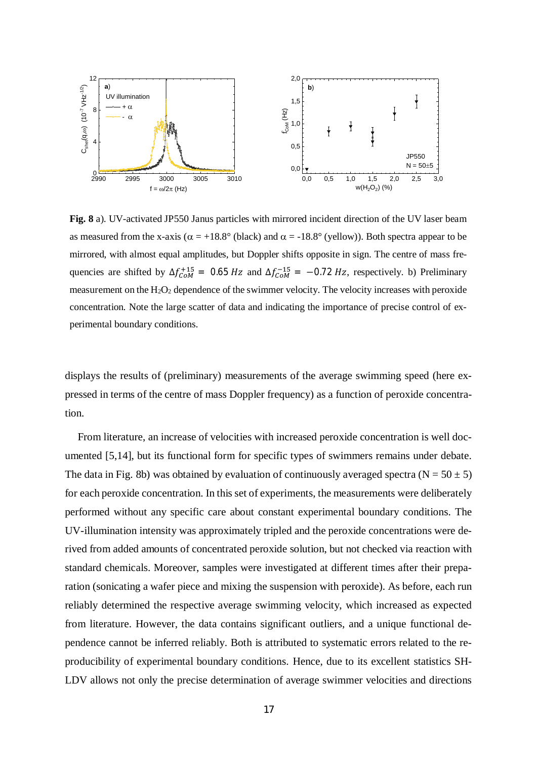a)

UV illumination

+ α

- α

$C_{shet}(q,\omega)$ ($10^{-7}$ VHz$^{-1/2}$)

12

8

4

0

2990 2995 3000 3005 3010

f = ω/2π (Hz)

b)

$f_{CoM}$ (Hz)

2,0

1,5

1,0

0,5

0,0

0,0 0,5 1,0 1,5 2,0 2,5 3,0

w($H_2O_2$) (%)

JP550

N = 50±5

**Fig. 8** a). UV-activated JP550 Janus particles with mirrored incident direction of the UV laser beam as measured from the x-axis (α = +18.8° (black) and α = -18.8° (yellow)). Both spectra appear to be mirrored, with almost equal amplitudes, but Doppler shifts opposite in sign. The centre of mass frequencies are shifted by $\Delta f_{CoM}^{+15} = 0.65\ Hz$ and $\Delta f_{CoM}^{-15} = -0.72\ Hz$, respectively. b) Preliminary measurement on the $H_2O_2$ dependence of the swimmer velocity. The velocity increases with peroxide concentration. Note the large scatter of data and indicating the importance of precise control of experimental boundary conditions.

displays the results of (preliminary) measurements of the average swimming speed (here expressed in terms of the centre of mass Doppler frequency) as a function of peroxide concentration.

From literature, an increase of velocities with increased peroxide concentration is well documented [5,14], but its functional form for specific types of swimmers remains under debate. The data in Fig. 8b) was obtained by evaluation of continuously averaged spectra (N = 50 ± 5) for each peroxide concentration. In this set of experiments, the measurements were deliberately performed without any specific care about constant experimental boundary conditions. The UV-illumination intensity was approximately tripled and the peroxide concentrations were derived from added amounts of concentrated peroxide solution, but not checked via reaction with standard chemicals. Moreover, samples were investigated at different times after their preparation (sonicating a wafer piece and mixing the suspension with peroxide). As before, each run reliably determined the respective average swimming velocity, which increased as expected from literature. However, the data contains significant outliers, and a unique functional dependence cannot be inferred reliably. Both is attributed to systematic errors related to the reproducibility of experimental boundary conditions. Hence, due to its excellent statistics SH-LDV allows not only the precise determination of average swimmer velocities and directions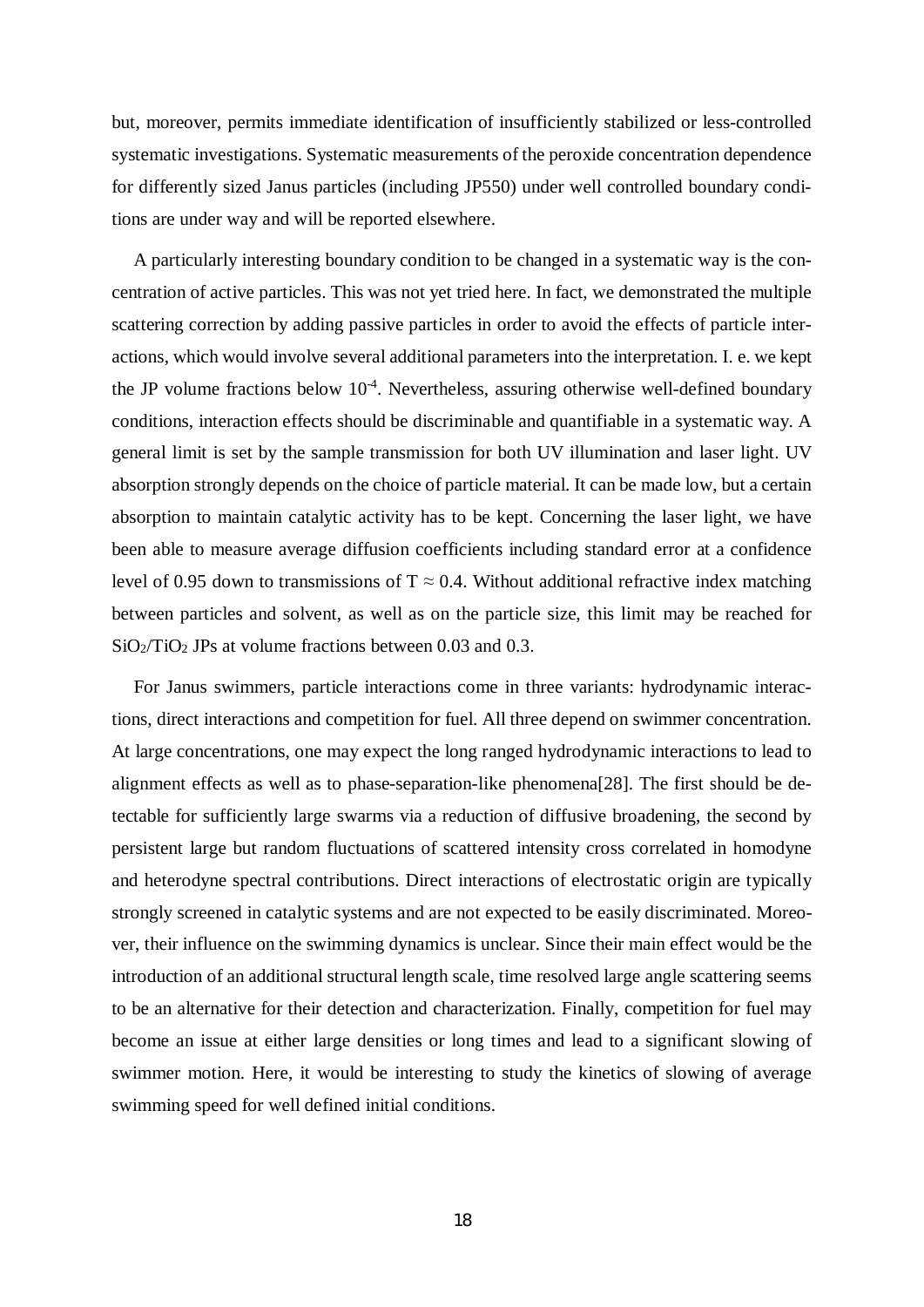but, moreover, permits immediate identification of insufficiently stabilized or less-controlled systematic investigations. Systematic measurements of the peroxide concentration dependence for differently sized Janus particles (including JP550) under well controlled boundary conditions are under way and will be reported elsewhere.

A particularly interesting boundary condition to be changed in a systematic way is the concentration of active particles. This was not yet tried here. In fact, we demonstrated the multiple scattering correction by adding passive particles in order to avoid the effects of particle interactions, which would involve several additional parameters into the interpretation. I. e. we kept the JP volume fractions below $10^{-4}$. Nevertheless, assuring otherwise well-defined boundary conditions, interaction effects should be discriminable and quantifiable in a systematic way. A general limit is set by the sample transmission for both UV illumination and laser light. UV absorption strongly depends on the choice of particle material. It can be made low, but a certain absorption to maintain catalytic activity has to be kept. Concerning the laser light, we have been able to measure average diffusion coefficients including standard error at a confidence level of 0.95 down to transmissions of $T \approx 0.4$. Without additional refractive index matching between particles and solvent, as well as on the particle size, this limit may be reached for $SiO_2/TiO_2$ JPs at volume fractions between 0.03 and 0.3.

For Janus swimmers, particle interactions come in three variants: hydrodynamic interactions, direct interactions and competition for fuel. All three depend on swimmer concentration. At large concentrations, one may expect the long ranged hydrodynamic interactions to lead to alignment effects as well as to phase-separation-like phenomena[28]. The first should be detectable for sufficiently large swarms via a reduction of diffusive broadening, the second by persistent large but random fluctuations of scattered intensity cross correlated in homodyne and heterodyne spectral contributions. Direct interactions of electrostatic origin are typically strongly screened in catalytic systems and are not expected to be easily discriminated. Moreover, their influence on the swimming dynamics is unclear. Since their main effect would be the introduction of an additional structural length scale, time resolved large angle scattering seems to be an alternative for their detection and characterization. Finally, competition for fuel may become an issue at either large densities or long times and lead to a significant slowing of swimmer motion. Here, it would be interesting to study the kinetics of slowing of average swimming speed for well defined initial conditions.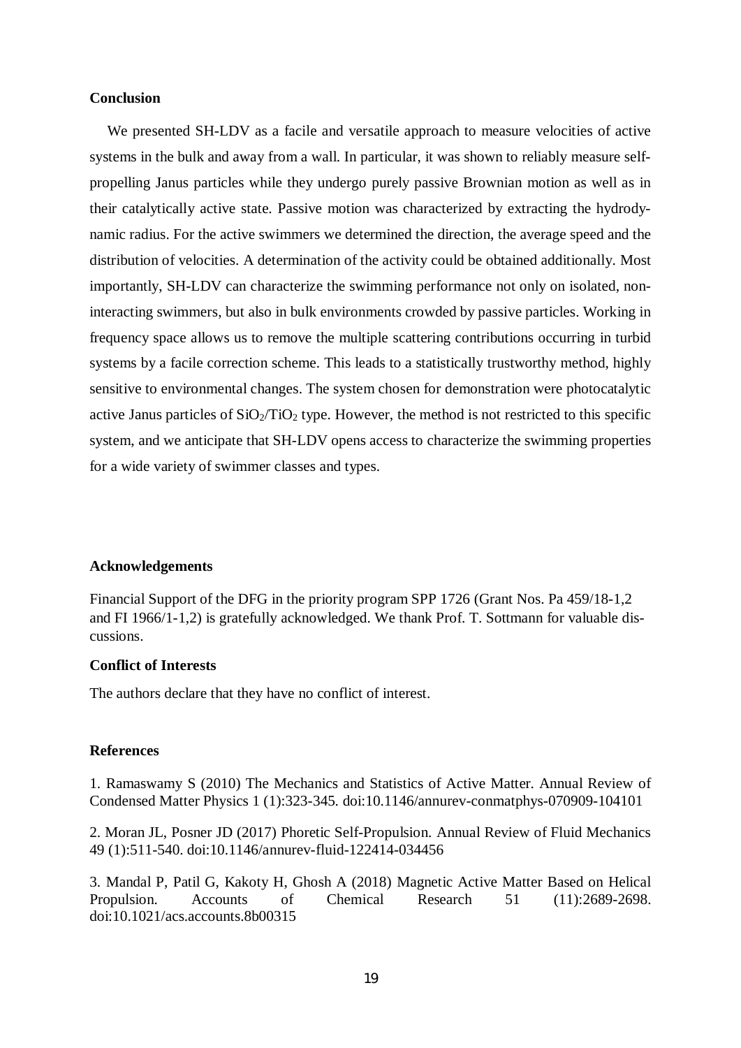**Conclusion**

We presented SH-LDV as a facile and versatile approach to measure velocities of active systems in the bulk and away from a wall. In particular, it was shown to reliably measure self-propelling Janus particles while they undergo purely passive Brownian motion as well as in their catalytically active state. Passive motion was characterized by extracting the hydrodynamic radius. For the active swimmers we determined the direction, the average speed and the distribution of velocities. A determination of the activity could be obtained additionally. Most importantly, SH-LDV can characterize the swimming performance not only on isolated, non-interacting swimmers, but also in bulk environments crowded by passive particles. Working in frequency space allows us to remove the multiple scattering contributions occurring in turbid systems by a facile correction scheme. This leads to a statistically trustworthy method, highly sensitive to environmental changes. The system chosen for demonstration were photocatalytic active Janus particles of $SiO_2$/$TiO_2$ type. However, the method is not restricted to this specific system, and we anticipate that SH-LDV opens access to characterize the swimming properties for a wide variety of swimmer classes and types.

**Acknowledgements**

Financial Support of the DFG in the priority program SPP 1726 (Grant Nos. Pa 459/18-1,2 and FI 1966/1-1,2) is gratefully acknowledged. We thank Prof. T. Sottmann for valuable discussions.

**Conflict of Interests**

The authors declare that they have no conflict of interest.

**References**

1. Ramaswamy S (2010) The Mechanics and Statistics of Active Matter. Annual Review of Condensed Matter Physics 1 (1):323-345. doi:10.1146/annurev-conmatphys-070909-104101

2. Moran JL, Posner JD (2017) Phoretic Self-Propulsion. Annual Review of Fluid Mechanics 49 (1):511-540. doi:10.1146/annurev-fluid-122414-034456

3. Mandal P, Patil G, Kakoty H, Ghosh A (2018) Magnetic Active Matter Based on Helical Propulsion. Accounts of Chemical Research 51 (11):2689-2698. doi:10.1021/acs.accounts.8b00315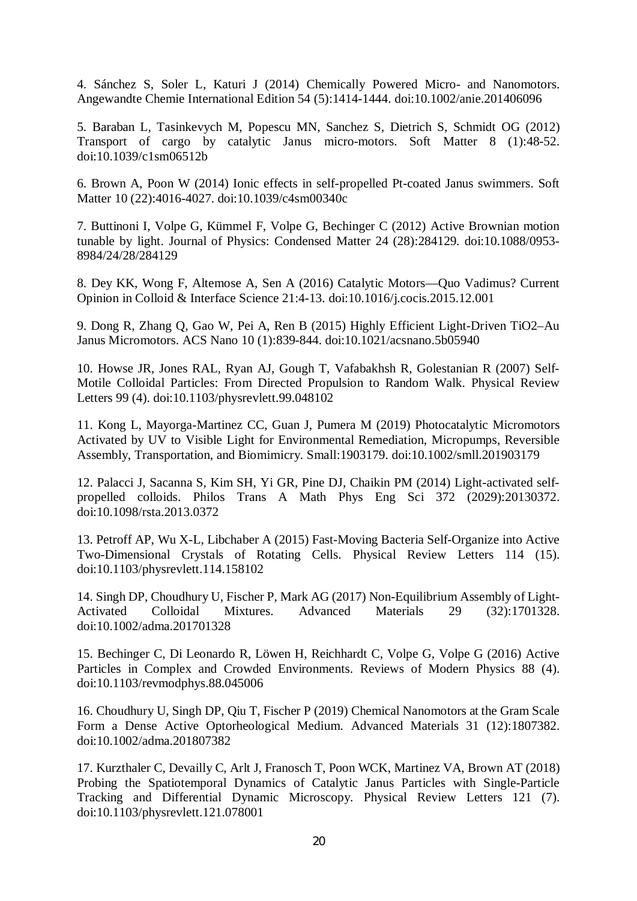4. Sánchez S, Soler L, Katuri J (2014) Chemically Powered Micro- and Nanomotors. Angewandte Chemie International Edition 54 (5):1414-1444. doi:10.1002/anie.201406096

5. Baraban L, Tasinkevych M, Popescu MN, Sanchez S, Dietrich S, Schmidt OG (2012) Transport of cargo by catalytic Janus micro-motors. Soft Matter 8 (1):48-52. doi:10.1039/c1sm06512b

6. Brown A, Poon W (2014) Ionic effects in self-propelled Pt-coated Janus swimmers. Soft Matter 10 (22):4016-4027. doi:10.1039/c4sm00340c

7. Buttinoni I, Volpe G, Kümmel F, Volpe G, Bechinger C (2012) Active Brownian motion tunable by light. Journal of Physics: Condensed Matter 24 (28):284129. doi:10.1088/0953-8984/24/28/284129

8. Dey KK, Wong F, Altemose A, Sen A (2016) Catalytic Motors—Quo Vadimus? Current Opinion in Colloid & Interface Science 21:4-13. doi:10.1016/j.cocis.2015.12.001

9. Dong R, Zhang Q, Gao W, Pei A, Ren B (2015) Highly Efficient Light-Driven $TiO_2$–Au Janus Micromotors. ACS Nano 10 (1):839-844. doi:10.1021/acsnano.5b05940

10. Howse JR, Jones RAL, Ryan AJ, Gough T, Vafabakhsh R, Golestanian R (2007) Self-Motile Colloidal Particles: From Directed Propulsion to Random Walk. Physical Review Letters 99 (4). doi:10.1103/physrevlett.99.048102

11. Kong L, Mayorga-Martinez CC, Guan J, Pumera M (2019) Photocatalytic Micromotors Activated by UV to Visible Light for Environmental Remediation, Micropumps, Reversible Assembly, Transportation, and Biomimicry. Small:1903179. doi:10.1002/smll.201903179

12. Palacci J, Sacanna S, Kim SH, Yi GR, Pine DJ, Chaikin PM (2014) Light-activated self-propelled colloids. Philos Trans A Math Phys Eng Sci 372 (2029):20130372. doi:10.1098/rsta.2013.0372

13. Petroff AP, Wu X-L, Libchaber A (2015) Fast-Moving Bacteria Self-Organize into Active Two-Dimensional Crystals of Rotating Cells. Physical Review Letters 114 (15). doi:10.1103/physrevlett.114.158102

14. Singh DP, Choudhury U, Fischer P, Mark AG (2017) Non-Equilibrium Assembly of Light-Activated Colloidal Mixtures. Advanced Materials 29 (32):1701328. doi:10.1002/adma.201701328

15. Bechinger C, Di Leonardo R, Löwen H, Reichhardt C, Volpe G, Volpe G (2016) Active Particles in Complex and Crowded Environments. Reviews of Modern Physics 88 (4). doi:10.1103/revmodphys.88.045006

16. Choudhury U, Singh DP, Qiu T, Fischer P (2019) Chemical Nanomotors at the Gram Scale Form a Dense Active Optorheological Medium. Advanced Materials 31 (12):1807382. doi:10.1002/adma.201807382

17. Kurzthaler C, Devailly C, Arlt J, Franosch T, Poon WCK, Martinez VA, Brown AT (2018) Probing the Spatiotemporal Dynamics of Catalytic Janus Particles with Single-Particle Tracking and Differential Dynamic Microscopy. Physical Review Letters 121 (7). doi:10.1103/physrevlett.121.078001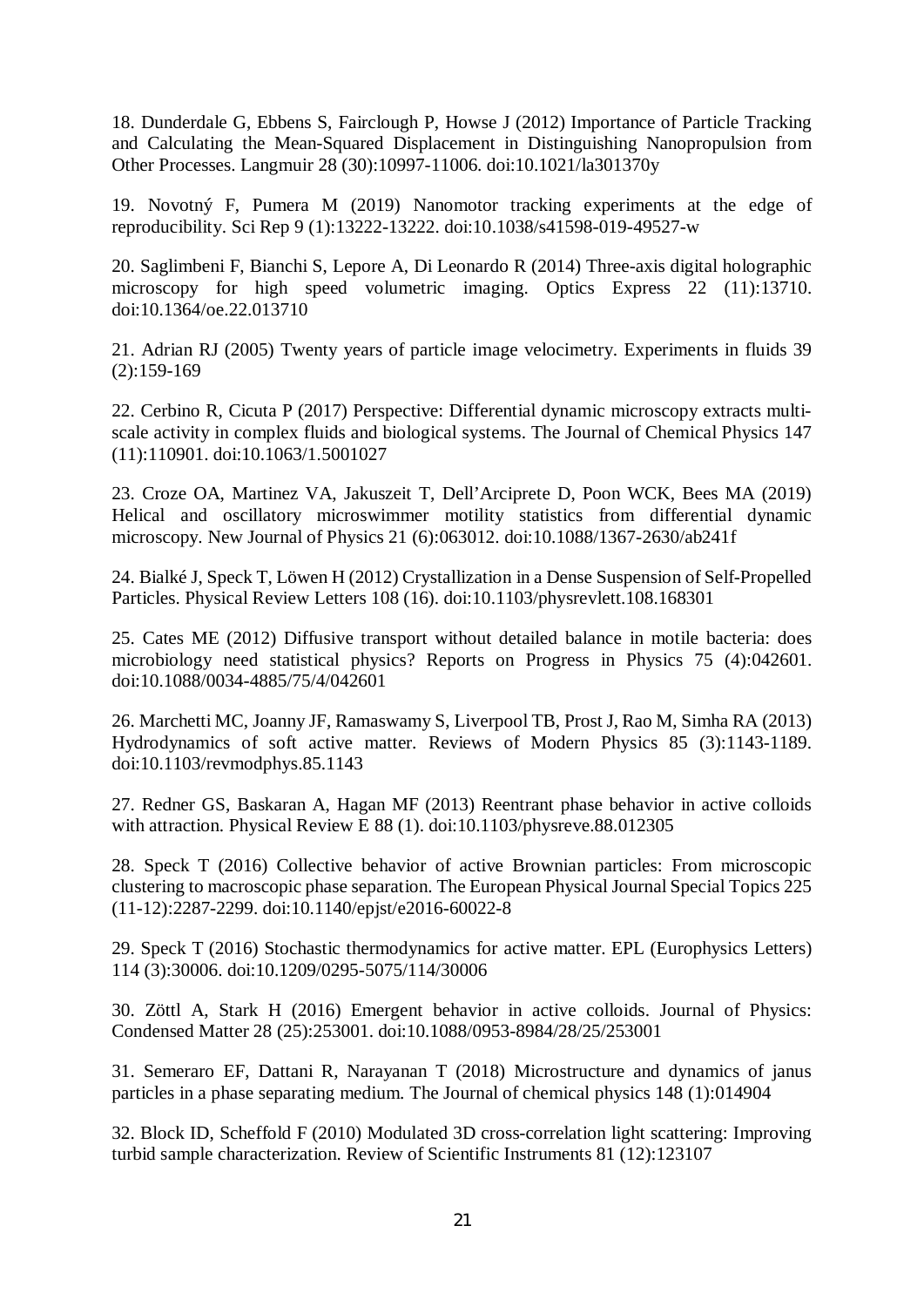18. Dunderdale G, Ebbens S, Fairclough P, Howse J (2012) Importance of Particle Tracking and Calculating the Mean-Squared Displacement in Distinguishing Nanopropulsion from Other Processes. Langmuir 28 (30):10997-11006. doi:10.1021/la301370y

19. Novotný F, Pumera M (2019) Nanomotor tracking experiments at the edge of reproducibility. Sci Rep 9 (1):13222-13222. doi:10.1038/s41598-019-49527-w

20. Saglimbeni F, Bianchi S, Lepore A, Di Leonardo R (2014) Three-axis digital holographic microscopy for high speed volumetric imaging. Optics Express 22 (11):13710. doi:10.1364/oe.22.013710

21. Adrian RJ (2005) Twenty years of particle image velocimetry. Experiments in fluids 39 (2):159-169

22. Cerbino R, Cicuta P (2017) Perspective: Differential dynamic microscopy extracts multi-scale activity in complex fluids and biological systems. The Journal of Chemical Physics 147 (11):110901. doi:10.1063/1.5001027

23. Croze OA, Martinez VA, Jakuszeit T, Dell'Arciprete D, Poon WCK, Bees MA (2019) Helical and oscillatory microswimmer motility statistics from differential dynamic microscopy. New Journal of Physics 21 (6):063012. doi:10.1088/1367-2630/ab241f

24. Bialké J, Speck T, Löwen H (2012) Crystallization in a Dense Suspension of Self-Propelled Particles. Physical Review Letters 108 (16). doi:10.1103/physrevlett.108.168301

25. Cates ME (2012) Diffusive transport without detailed balance in motile bacteria: does microbiology need statistical physics? Reports on Progress in Physics 75 (4):042601. doi:10.1088/0034-4885/75/4/042601

26. Marchetti MC, Joanny JF, Ramaswamy S, Liverpool TB, Prost J, Rao M, Simha RA (2013) Hydrodynamics of soft active matter. Reviews of Modern Physics 85 (3):1143-1189. doi:10.1103/revmodphys.85.1143

27. Redner GS, Baskaran A, Hagan MF (2013) Reentrant phase behavior in active colloids with attraction. Physical Review E 88 (1). doi:10.1103/physreve.88.012305

28. Speck T (2016) Collective behavior of active Brownian particles: From microscopic clustering to macroscopic phase separation. The European Physical Journal Special Topics 225 (11-12):2287-2299. doi:10.1140/epjst/e2016-60022-8

29. Speck T (2016) Stochastic thermodynamics for active matter. EPL (Europhysics Letters) 114 (3):30006. doi:10.1209/0295-5075/114/30006

30. Zöttl A, Stark H (2016) Emergent behavior in active colloids. Journal of Physics: Condensed Matter 28 (25):253001. doi:10.1088/0953-8984/28/25/253001

31. Semeraro EF, Dattani R, Narayanan T (2018) Microstructure and dynamics of janus particles in a phase separating medium. The Journal of chemical physics 148 (1):014904

32. Block ID, Scheffold F (2010) Modulated 3D cross-correlation light scattering: Improving turbid sample characterization. Review of Scientific Instruments 81 (12):123107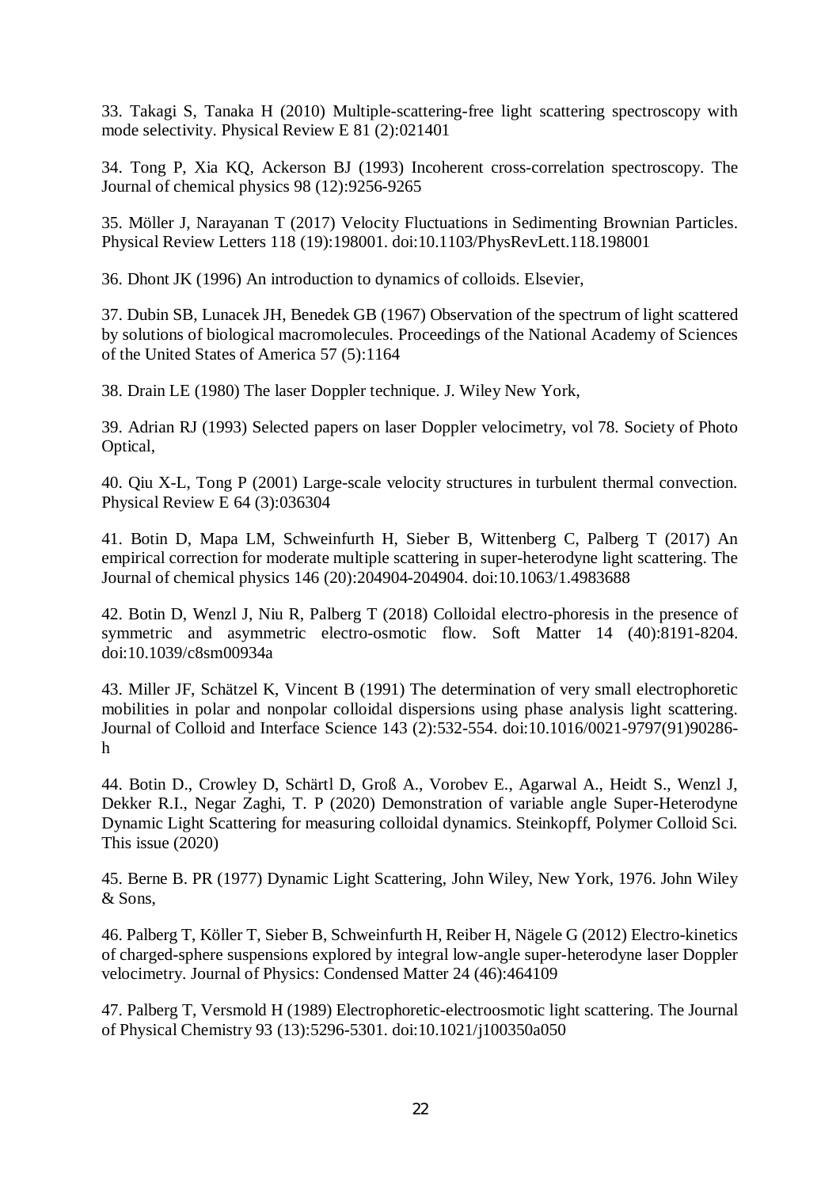33. Takagi S, Tanaka H (2010) Multiple-scattering-free light scattering spectroscopy with mode selectivity. Physical Review E 81 (2):021401

34. Tong P, Xia KQ, Ackerson BJ (1993) Incoherent cross-correlation spectroscopy. The Journal of chemical physics 98 (12):9256-9265

35. Möller J, Narayanan T (2017) Velocity Fluctuations in Sedimenting Brownian Particles. Physical Review Letters 118 (19):198001. doi:10.1103/PhysRevLett.118.198001

36. Dhont JK (1996) An introduction to dynamics of colloids. Elsevier,

37. Dubin SB, Lunacek JH, Benedek GB (1967) Observation of the spectrum of light scattered by solutions of biological macromolecules. Proceedings of the National Academy of Sciences of the United States of America 57 (5):1164

38. Drain LE (1980) The laser Doppler technique. J. Wiley New York,

39. Adrian RJ (1993) Selected papers on laser Doppler velocimetry, vol 78. Society of Photo Optical,

40. Qiu X-L, Tong P (2001) Large-scale velocity structures in turbulent thermal convection. Physical Review E 64 (3):036304

41. Botin D, Mapa LM, Schweinfurth H, Sieber B, Wittenberg C, Palberg T (2017) An empirical correction for moderate multiple scattering in super-heterodyne light scattering. The Journal of chemical physics 146 (20):204904-204904. doi:10.1063/1.4983688

42. Botin D, Wenzl J, Niu R, Palberg T (2018) Colloidal electro-phoresis in the presence of symmetric and asymmetric electro-osmotic flow. Soft Matter 14 (40):8191-8204. doi:10.1039/c8sm00934a

43. Miller JF, Schätzel K, Vincent B (1991) The determination of very small electrophoretic mobilities in polar and nonpolar colloidal dispersions using phase analysis light scattering. Journal of Colloid and Interface Science 143 (2):532-554. doi:10.1016/0021-9797(91)90286-h

44. Botin D., Crowley D, Schärtl D, Groß A., Vorobev E., Agarwal A., Heidt S., Wenzl J, Dekker R.I., Negar Zaghi, T. P (2020) Demonstration of variable angle Super-Heterodyne Dynamic Light Scattering for measuring colloidal dynamics. Steinkopff, Polymer Colloid Sci. This issue (2020)

45. Berne B. PR (1977) Dynamic Light Scattering, John Wiley, New York, 1976. John Wiley & Sons,

46. Palberg T, Köller T, Sieber B, Schweinfurth H, Reiber H, Nägele G (2012) Electro-kinetics of charged-sphere suspensions explored by integral low-angle super-heterodyne laser Doppler velocimetry. Journal of Physics: Condensed Matter 24 (46):464109

47. Palberg T, Versmold H (1989) Electrophoretic-electroosmotic light scattering. The Journal of Physical Chemistry 93 (13):5296-5301. doi:10.1021/j100350a050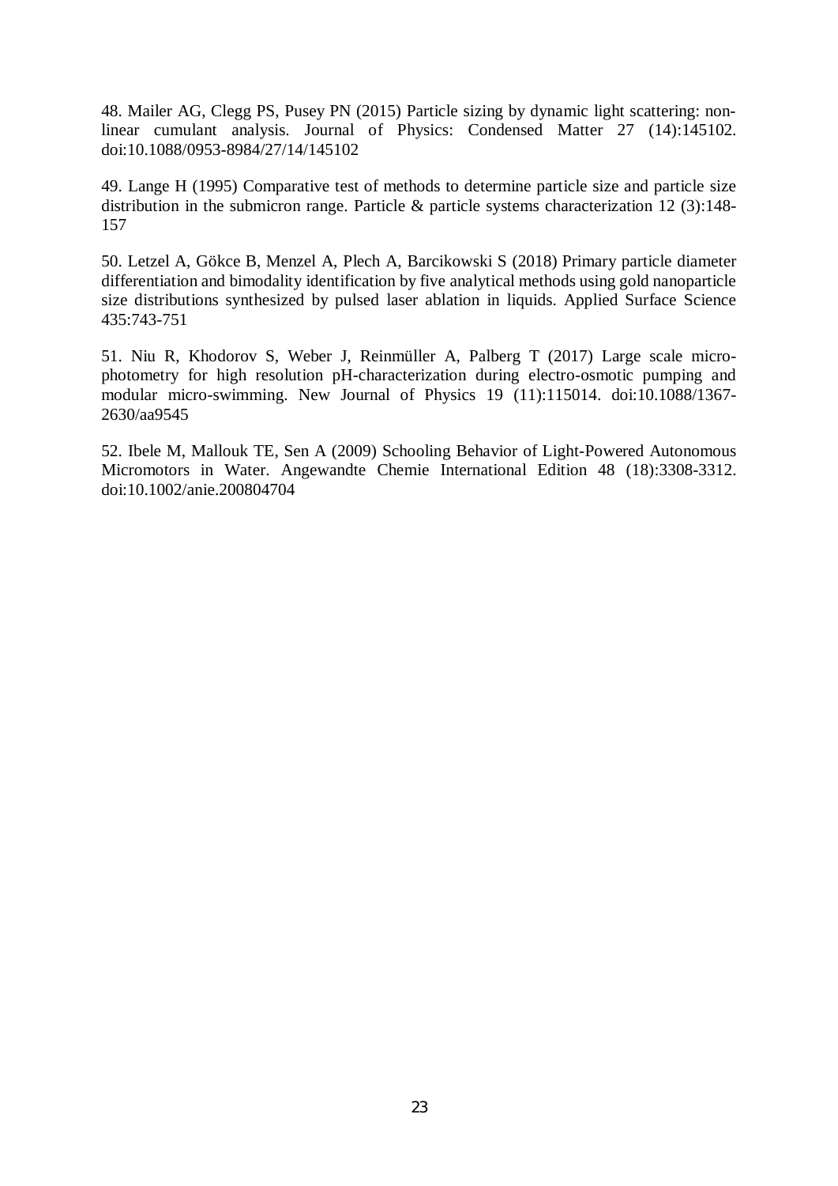48. Mailer AG, Clegg PS, Pusey PN (2015) Particle sizing by dynamic light scattering: non-linear cumulant analysis. Journal of Physics: Condensed Matter 27 (14):145102. doi:10.1088/0953-8984/27/14/145102

49. Lange H (1995) Comparative test of methods to determine particle size and particle size distribution in the submicron range. Particle & particle systems characterization 12 (3):148-157

50. Letzel A, Gökce B, Menzel A, Plech A, Barcikowski S (2018) Primary particle diameter differentiation and bimodality identification by five analytical methods using gold nanoparticle size distributions synthesized by pulsed laser ablation in liquids. Applied Surface Science 435:743-751

51. Niu R, Khodorov S, Weber J, Reinmüller A, Palberg T (2017) Large scale micro-photometry for high resolution pH-characterization during electro-osmotic pumping and modular micro-swimming. New Journal of Physics 19 (11):115014. doi:10.1088/1367-2630/aa9545

52. Ibele M, Mallouk TE, Sen A (2009) Schooling Behavior of Light-Powered Autonomous Micromotors in Water. Angewandte Chemie International Edition 48 (18):3308-3312. doi:10.1002/anie.200804704